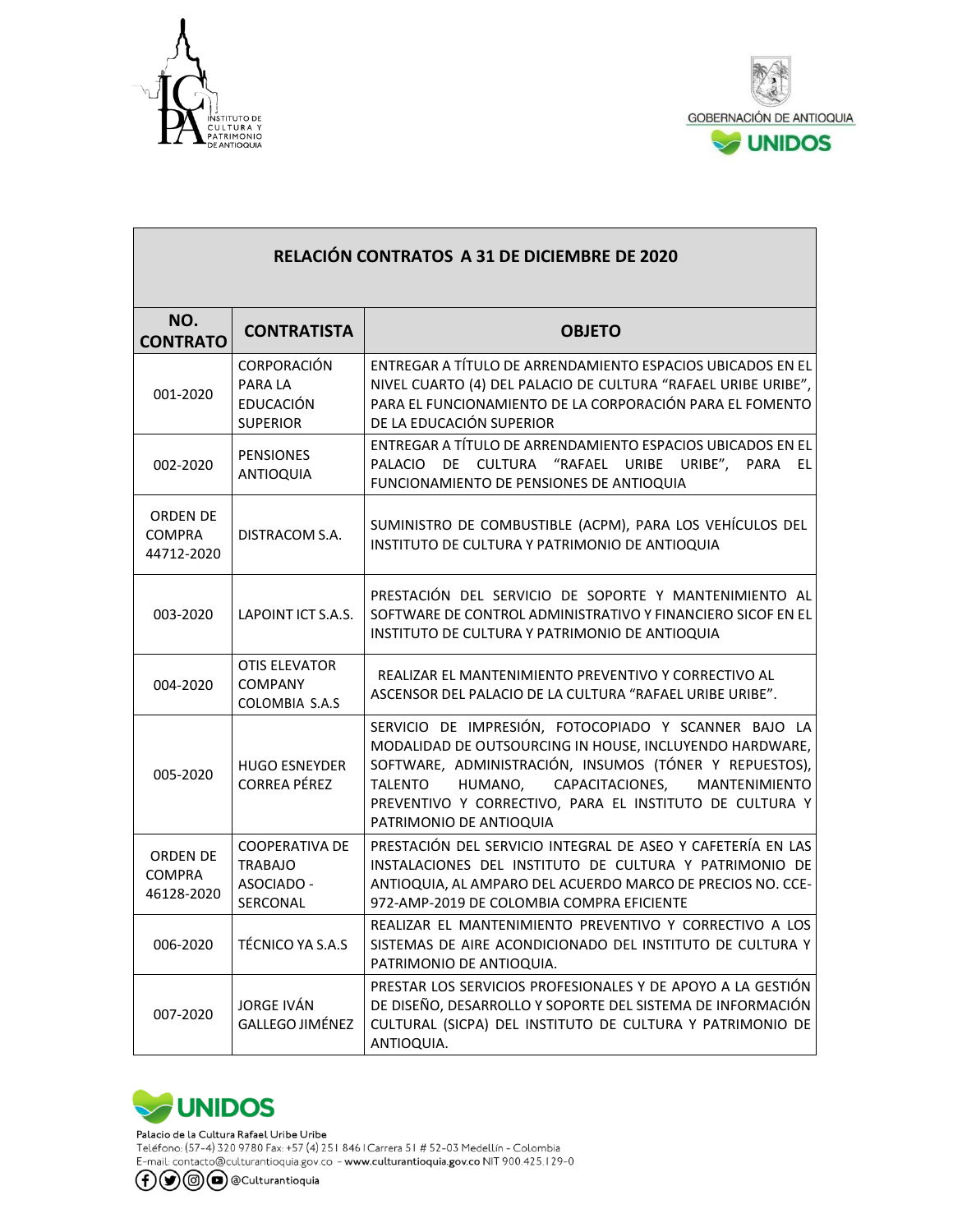| RELACIÓN CONTRATOS A 31 DE DICIEMBRE DE 2020 | | |
|---|---|---|
| **NO. CONTRATO** | **CONTRATISTA** | **OBJETO** |
| 001-2020 | CORPORACIÓN PARA LA EDUCACIÓN SUPERIOR | ENTREGAR A TÍTULO DE ARRENDAMIENTO ESPACIOS UBICADOS EN EL NIVEL CUARTO (4) DEL PALACIO DE CULTURA "RAFAEL URIBE URIBE", PARA EL FUNCIONAMIENTO DE LA CORPORACIÓN PARA EL FOMENTO DE LA EDUCACIÓN SUPERIOR |
| 002-2020 | PENSIONES ANTIOQUIA | ENTREGAR A TÍTULO DE ARRENDAMIENTO ESPACIOS UBICADOS EN EL PALACIO DE CULTURA "RAFAEL URIBE URIBE", PARA EL FUNCIONAMIENTO DE PENSIONES DE ANTIOQUIA |
| ORDEN DE COMPRA 44712-2020 | DISTRACOM S.A. | SUMINISTRO DE COMBUSTIBLE (ACPM), PARA LOS VEHÍCULOS DEL INSTITUTO DE CULTURA Y PATRIMONIO DE ANTIOQUIA |
| 003-2020 | LAPOINT ICT S.A.S. | PRESTACIÓN DEL SERVICIO DE SOPORTE Y MANTENIMIENTO AL SOFTWARE DE CONTROL ADMINISTRATIVO Y FINANCIERO SICOF EN EL INSTITUTO DE CULTURA Y PATRIMONIO DE ANTIOQUIA |
| 004-2020 | OTIS ELEVATOR COMPANY COLOMBIA S.A.S | REALIZAR EL MANTENIMIENTO PREVENTIVO Y CORRECTIVO AL ASCENSOR DEL PALACIO DE LA CULTURA "RAFAEL URIBE URIBE". |
| 005-2020 | HUGO ESNEYDER CORREA PÉREZ | SERVICIO DE IMPRESIÓN, FOTOCOPIADO Y SCANNER BAJO LA MODALIDAD DE OUTSOURCING IN HOUSE, INCLUYENDO HARDWARE, SOFTWARE, ADMINISTRACIÓN, INSUMOS (TÓNER Y REPUESTOS), TALENTO HUMANO, CAPACITACIONES, MANTENIMIENTO PREVENTIVO Y CORRECTIVO, PARA EL INSTITUTO DE CULTURA Y PATRIMONIO DE ANTIOQUIA |
| ORDEN DE COMPRA 46128-2020 | COOPERATIVA DE TRABAJO ASOCIADO - SERCONAL | PRESTACIÓN DEL SERVICIO INTEGRAL DE ASEO Y CAFETERÍA EN LAS INSTALACIONES DEL INSTITUTO DE CULTURA Y PATRIMONIO DE ANTIOQUIA, AL AMPARO DEL ACUERDO MARCO DE PRECIOS NO. CCE-972-AMP-2019 DE COLOMBIA COMPRA EFICIENTE |
| 006-2020 | TÉCNICO YA S.A.S | REALIZAR EL MANTENIMIENTO PREVENTIVO Y CORRECTIVO A LOS SISTEMAS DE AIRE ACONDICIONADO DEL INSTITUTO DE CULTURA Y PATRIMONIO DE ANTIOQUIA. |
| 007-2020 | JORGE IVÁN GALLEGO JIMÉNEZ | PRESTAR LOS SERVICIOS PROFESIONALES Y DE APOYO A LA GESTIÓN DE DISEÑO, DESARROLLO Y SOPORTE DEL SISTEMA DE INFORMACIÓN CULTURAL (SICPA) DEL INSTITUTO DE CULTURA Y PATRIMONIO DE ANTIOQUIA. |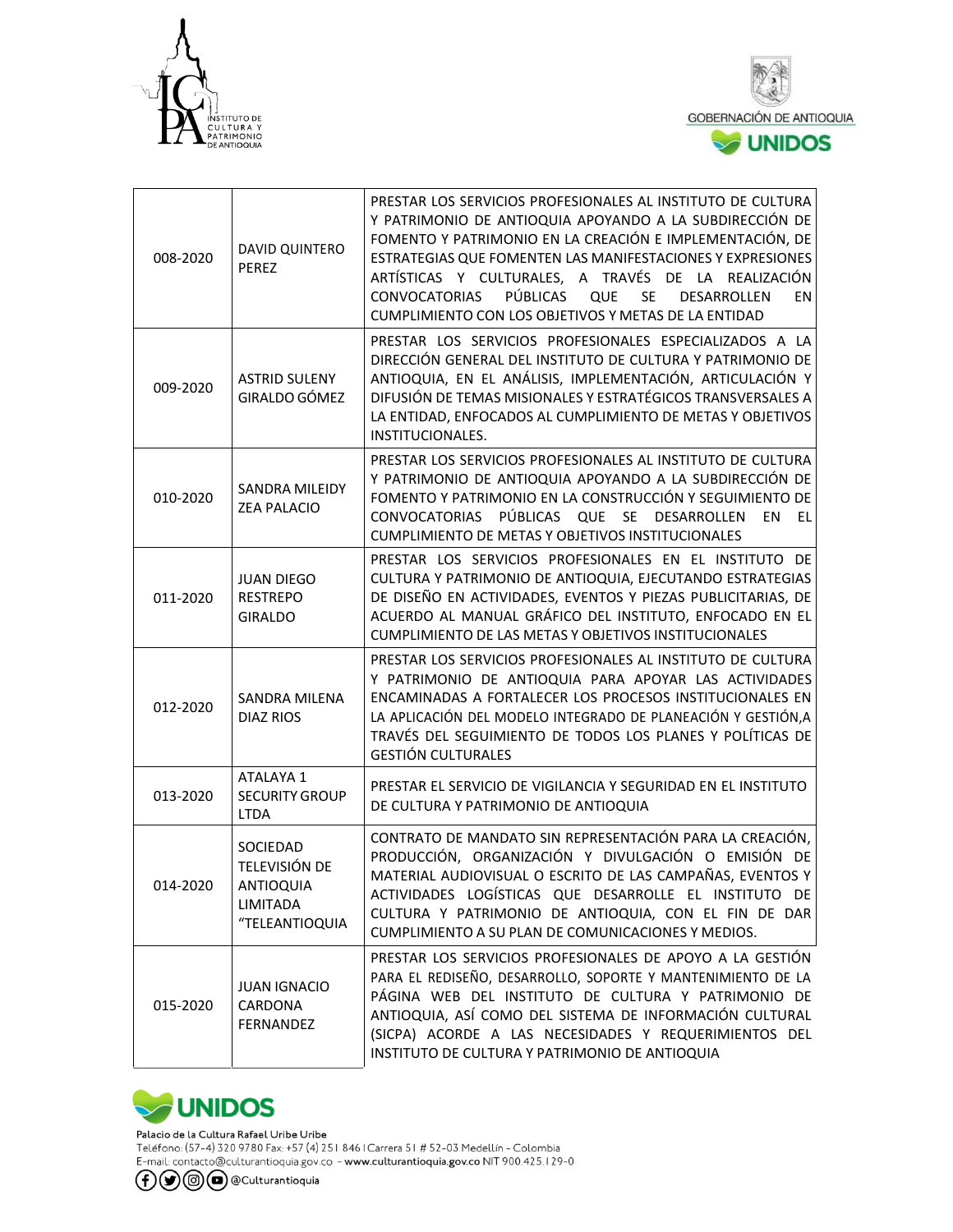| | | |
|---|---|---|
| 008-2020 | DAVID QUINTERO PEREZ | PRESTAR LOS SERVICIOS PROFESIONALES AL INSTITUTO DE CULTURA Y PATRIMONIO DE ANTIOQUIA APOYANDO A LA SUBDIRECCIÓN DE FOMENTO Y PATRIMONIO EN LA CREACIÓN E IMPLEMENTACIÓN, DE ESTRATEGIAS QUE FOMENTEN LAS MANIFESTACIONES Y EXPRESIONES ARTÍSTICAS Y CULTURALES, A TRAVÉS DE LA REALIZACIÓN CONVOCATORIAS PÚBLICAS QUE SE DESARROLLEN EN CUMPLIMIENTO CON LOS OBJETIVOS Y METAS DE LA ENTIDAD |
| 009-2020 | ASTRID SULENY GIRALDO GÓMEZ | PRESTAR LOS SERVICIOS PROFESIONALES ESPECIALIZADOS A LA DIRECCIÓN GENERAL DEL INSTITUTO DE CULTURA Y PATRIMONIO DE ANTIOQUIA, EN EL ANÁLISIS, IMPLEMENTACIÓN, ARTICULACIÓN Y DIFUSIÓN DE TEMAS MISIONALES Y ESTRATÉGICOS TRANSVERSALES A LA ENTIDAD, ENFOCADOS AL CUMPLIMIENTO DE METAS Y OBJETIVOS INSTITUCIONALES. |
| 010-2020 | SANDRA MILEIDY ZEA PALACIO | PRESTAR LOS SERVICIOS PROFESIONALES AL INSTITUTO DE CULTURA Y PATRIMONIO DE ANTIOQUIA APOYANDO A LA SUBDIRECCIÓN DE FOMENTO Y PATRIMONIO EN LA CONSTRUCCIÓN Y SEGUIMIENTO DE CONVOCATORIAS PÚBLICAS QUE SE DESARROLLEN EN EL CUMPLIMIENTO DE METAS Y OBJETIVOS INSTITUCIONALES |
| 011-2020 | JUAN DIEGO RESTREPO GIRALDO | PRESTAR LOS SERVICIOS PROFESIONALES EN EL INSTITUTO DE CULTURA Y PATRIMONIO DE ANTIOQUIA, EJECUTANDO ESTRATEGIAS DE DISEÑO EN ACTIVIDADES, EVENTOS Y PIEZAS PUBLICITARIAS, DE ACUERDO AL MANUAL GRÁFICO DEL INSTITUTO, ENFOCADO EN EL CUMPLIMIENTO DE LAS METAS Y OBJETIVOS INSTITUCIONALES |
| 012-2020 | SANDRA MILENA DIAZ RIOS | PRESTAR LOS SERVICIOS PROFESIONALES AL INSTITUTO DE CULTURA Y PATRIMONIO DE ANTIOQUIA PARA APOYAR LAS ACTIVIDADES ENCAMINADAS A FORTALECER LOS PROCESOS INSTITUCIONALES EN LA APLICACIÓN DEL MODELO INTEGRADO DE PLANEACIÓN Y GESTIÓN,A TRAVÉS DEL SEGUIMIENTO DE TODOS LOS PLANES Y POLÍTICAS DE GESTIÓN CULTURALES |
| 013-2020 | ATALAYA 1 SECURITY GROUP LTDA | PRESTAR EL SERVICIO DE VIGILANCIA Y SEGURIDAD EN EL INSTITUTO DE CULTURA Y PATRIMONIO DE ANTIOQUIA |
| 014-2020 | SOCIEDAD TELEVISIÓN DE ANTIOQUIA LIMITADA "TELEANTIOQUIA | CONTRATO DE MANDATO SIN REPRESENTACIÓN PARA LA CREACIÓN, PRODUCCIÓN, ORGANIZACIÓN Y DIVULGACIÓN O EMISIÓN DE MATERIAL AUDIOVISUAL O ESCRITO DE LAS CAMPAÑAS, EVENTOS Y ACTIVIDADES LOGÍSTICAS QUE DESARROLLE EL INSTITUTO DE CULTURA Y PATRIMONIO DE ANTIOQUIA, CON EL FIN DE DAR CUMPLIMIENTO A SU PLAN DE COMUNICACIONES Y MEDIOS. |
| 015-2020 | JUAN IGNACIO CARDONA FERNANDEZ | PRESTAR LOS SERVICIOS PROFESIONALES DE APOYO A LA GESTIÓN PARA EL REDISEÑO, DESARROLLO, SOPORTE Y MANTENIMIENTO DE LA PÁGINA WEB DEL INSTITUTO DE CULTURA Y PATRIMONIO DE ANTIOQUIA, ASÍ COMO DEL SISTEMA DE INFORMACIÓN CULTURAL (SICPA) ACORDE A LAS NECESIDADES Y REQUERIMIENTOS DEL INSTITUTO DE CULTURA Y PATRIMONIO DE ANTIOQUIA |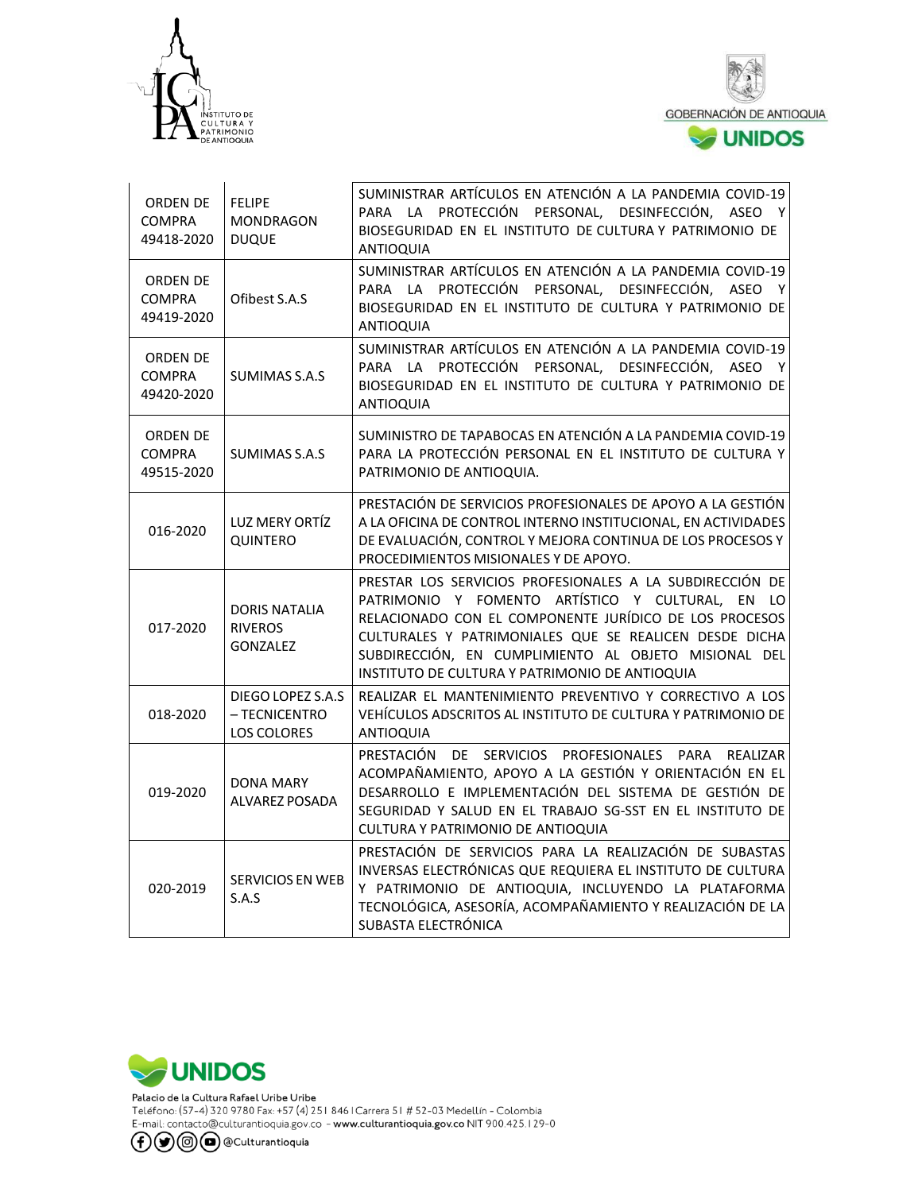| ORDEN DE COMPRA 49418-2020 | FELIPE MONDRAGON DUQUE | SUMINISTRAR ARTÍCULOS EN ATENCIÓN A LA PANDEMIA COVID-19 PARA LA PROTECCIÓN PERSONAL, DESINFECCIÓN, ASEO Y BIOSEGURIDAD EN EL INSTITUTO DE CULTURA Y PATRIMONIO DE ANTIOQUIA |
|---|---|---|
| ORDEN DE COMPRA 49419-2020 | Ofibest S.A.S | SUMINISTRAR ARTÍCULOS EN ATENCIÓN A LA PANDEMIA COVID-19 PARA LA PROTECCIÓN PERSONAL, DESINFECCIÓN, ASEO Y BIOSEGURIDAD EN EL INSTITUTO DE CULTURA Y PATRIMONIO DE ANTIOQUIA |
| ORDEN DE COMPRA 49420-2020 | SUMIMAS S.A.S | SUMINISTRAR ARTÍCULOS EN ATENCIÓN A LA PANDEMIA COVID-19 PARA LA PROTECCIÓN PERSONAL, DESINFECCIÓN, ASEO Y BIOSEGURIDAD EN EL INSTITUTO DE CULTURA Y PATRIMONIO DE ANTIOQUIA |
| ORDEN DE COMPRA 49515-2020 | SUMIMAS S.A.S | SUMINISTRO DE TAPABOCAS EN ATENCIÓN A LA PANDEMIA COVID-19 PARA LA PROTECCIÓN PERSONAL EN EL INSTITUTO DE CULTURA Y PATRIMONIO DE ANTIOQUIA. |
| 016-2020 | LUZ MERY ORTÍZ QUINTERO | PRESTACIÓN DE SERVICIOS PROFESIONALES DE APOYO A LA GESTIÓN A LA OFICINA DE CONTROL INTERNO INSTITUCIONAL, EN ACTIVIDADES DE EVALUACIÓN, CONTROL Y MEJORA CONTINUA DE LOS PROCESOS Y PROCEDIMIENTOS MISIONALES Y DE APOYO. |
| 017-2020 | DORIS NATALIA RIVEROS GONZALEZ | PRESTAR LOS SERVICIOS PROFESIONALES A LA SUBDIRECCIÓN DE PATRIMONIO Y FOMENTO ARTÍSTICO Y CULTURAL, EN LO RELACIONADO CON EL COMPONENTE JURÍDICO DE LOS PROCESOS CULTURALES Y PATRIMONIALES QUE SE REALICEN DESDE DICHA SUBDIRECCIÓN, EN CUMPLIMIENTO AL OBJETO MISIONAL DEL INSTITUTO DE CULTURA Y PATRIMONIO DE ANTIOQUIA |
| 018-2020 | DIEGO LOPEZ S.A.S – TECNICENTRO LOS COLORES | REALIZAR EL MANTENIMIENTO PREVENTIVO Y CORRECTIVO A LOS VEHÍCULOS ADSCRITOS AL INSTITUTO DE CULTURA Y PATRIMONIO DE ANTIOQUIA |
| 019-2020 | DONA MARY ALVAREZ POSADA | PRESTACIÓN DE SERVICIOS PROFESIONALES PARA REALIZAR ACOMPAÑAMIENTO, APOYO A LA GESTIÓN Y ORIENTACIÓN EN EL DESARROLLO E IMPLEMENTACIÓN DEL SISTEMA DE GESTIÓN DE SEGURIDAD Y SALUD EN EL TRABAJO SG-SST EN EL INSTITUTO DE CULTURA Y PATRIMONIO DE ANTIOQUIA |
| 020-2019 | SERVICIOS EN WEB S.A.S | PRESTACIÓN DE SERVICIOS PARA LA REALIZACIÓN DE SUBASTAS INVERSAS ELECTRÓNICAS QUE REQUIERA EL INSTITUTO DE CULTURA Y PATRIMONIO DE ANTIOQUIA, INCLUYENDO LA PLATAFORMA TECNOLÓGICA, ASESORÍA, ACOMPAÑAMIENTO Y REALIZACIÓN DE LA SUBASTA ELECTRÓNICA |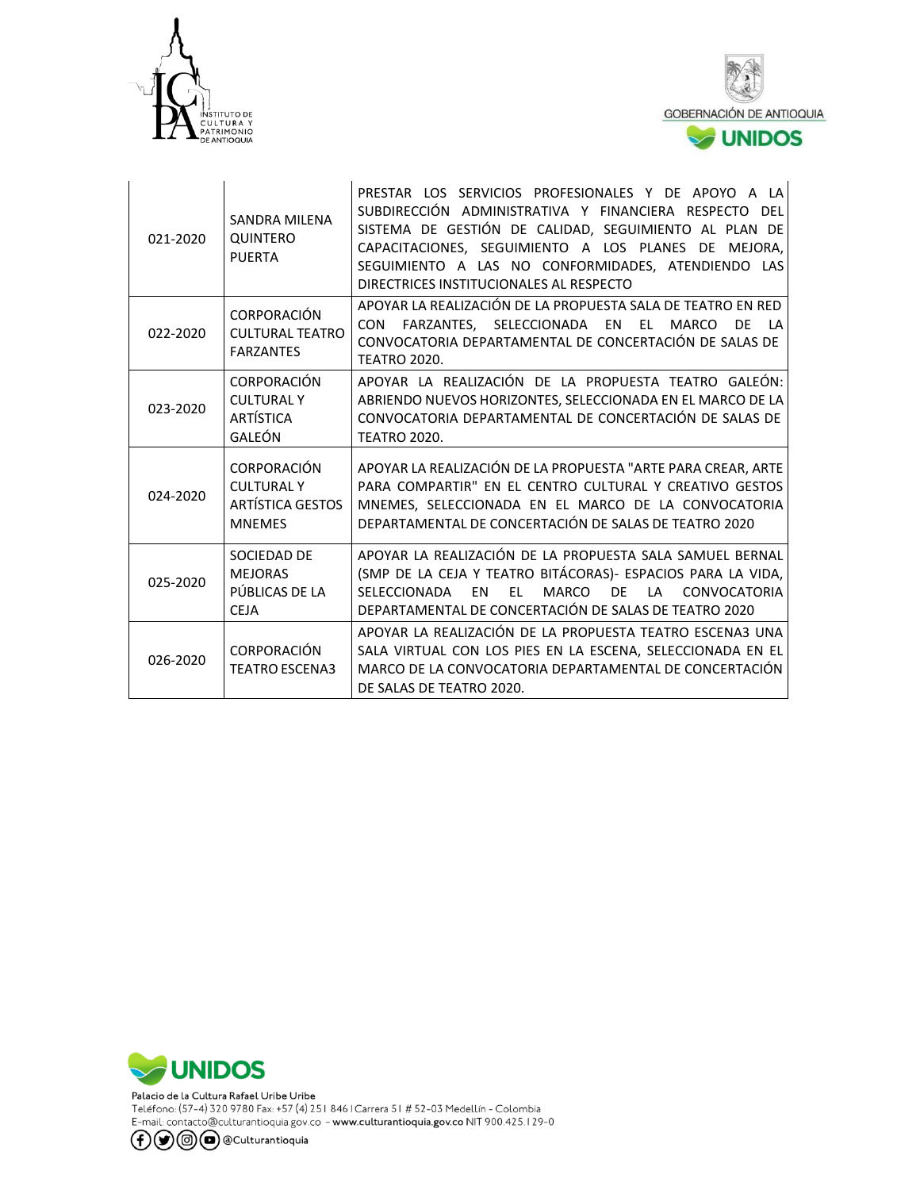| | | |
|---|---|---|
| 021-2020 | SANDRA MILENA QUINTERO PUERTA | PRESTAR LOS SERVICIOS PROFESIONALES Y DE APOYO A LA SUBDIRECCIÓN ADMINISTRATIVA Y FINANCIERA RESPECTO DEL SISTEMA DE GESTIÓN DE CALIDAD, SEGUIMIENTO AL PLAN DE CAPACITACIONES, SEGUIMIENTO A LOS PLANES DE MEJORA, SEGUIMIENTO A LAS NO CONFORMIDADES, ATENDIENDO LAS DIRECTRICES INSTITUCIONALES AL RESPECTO |
| 022-2020 | CORPORACIÓN CULTURAL TEATRO FARZANTES | APOYAR LA REALIZACIÓN DE LA PROPUESTA SALA DE TEATRO EN RED CON FARZANTES, SELECCIONADA EN EL MARCO DE LA CONVOCATORIA DEPARTAMENTAL DE CONCERTACIÓN DE SALAS DE TEATRO 2020. |
| 023-2020 | CORPORACIÓN CULTURAL Y ARTÍSTICA GALEÓN | APOYAR LA REALIZACIÓN DE LA PROPUESTA TEATRO GALEÓN: ABRIENDO NUEVOS HORIZONTES, SELECCIONADA EN EL MARCO DE LA CONVOCATORIA DEPARTAMENTAL DE CONCERTACIÓN DE SALAS DE TEATRO 2020. |
| 024-2020 | CORPORACIÓN CULTURAL Y ARTÍSTICA GESTOS MNEMES | APOYAR LA REALIZACIÓN DE LA PROPUESTA "ARTE PARA CREAR, ARTE PARA COMPARTIR" EN EL CENTRO CULTURAL Y CREATIVO GESTOS MNEMES, SELECCIONADA EN EL MARCO DE LA CONVOCATORIA DEPARTAMENTAL DE CONCERTACIÓN DE SALAS DE TEATRO 2020 |
| 025-2020 | SOCIEDAD DE MEJORAS PÚBLICAS DE LA CEJA | APOYAR LA REALIZACIÓN DE LA PROPUESTA SALA SAMUEL BERNAL (SMP DE LA CEJA Y TEATRO BITÁCORAS)- ESPACIOS PARA LA VIDA, SELECCIONADA EN EL MARCO DE LA CONVOCATORIA DEPARTAMENTAL DE CONCERTACIÓN DE SALAS DE TEATRO 2020 |
| 026-2020 | CORPORACIÓN TEATRO ESCENA3 | APOYAR LA REALIZACIÓN DE LA PROPUESTA TEATRO ESCENA3 UNA SALA VIRTUAL CON LOS PIES EN LA ESCENA, SELECCIONADA EN EL MARCO DE LA CONVOCATORIA DEPARTAMENTAL DE CONCERTACIÓN DE SALAS DE TEATRO 2020. |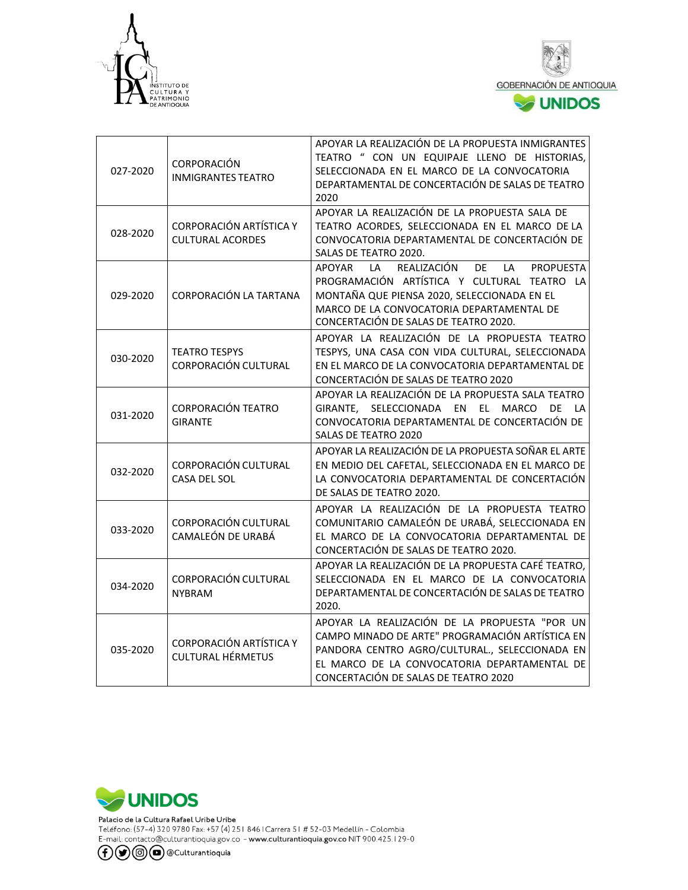| | | |
|---|---|---|
| 027-2020 | CORPORACIÓN INMIGRANTES TEATRO | APOYAR LA REALIZACIÓN DE LA PROPUESTA INMIGRANTES TEATRO " CON UN EQUIPAJE LLENO DE HISTORIAS, SELECCIONADA EN EL MARCO DE LA CONVOCATORIA DEPARTAMENTAL DE CONCERTACIÓN DE SALAS DE TEATRO 2020 |
| 028-2020 | CORPORACIÓN ARTÍSTICA Y CULTURAL ACORDES | APOYAR LA REALIZACIÓN DE LA PROPUESTA SALA DE TEATRO ACORDES, SELECCIONADA EN EL MARCO DE LA CONVOCATORIA DEPARTAMENTAL DE CONCERTACIÓN DE SALAS DE TEATRO 2020. |
| 029-2020 | CORPORACIÓN LA TARTANA | APOYAR LA REALIZACIÓN DE LA PROPUESTA PROGRAMACIÓN ARTÍSTICA Y CULTURAL TEATRO LA MONTAÑA QUE PIENSA 2020, SELECCIONADA EN EL MARCO DE LA CONVOCATORIA DEPARTAMENTAL DE CONCERTACIÓN DE SALAS DE TEATRO 2020. |
| 030-2020 | TEATRO TESPYS CORPORACIÓN CULTURAL | APOYAR LA REALIZACIÓN DE LA PROPUESTA TEATRO TESPYS, UNA CASA CON VIDA CULTURAL, SELECCIONADA EN EL MARCO DE LA CONVOCATORIA DEPARTAMENTAL DE CONCERTACIÓN DE SALAS DE TEATRO 2020 |
| 031-2020 | CORPORACIÓN TEATRO GIRANTE | APOYAR LA REALIZACIÓN DE LA PROPUESTA SALA TEATRO GIRANTE, SELECCIONADA EN EL MARCO DE LA CONVOCATORIA DEPARTAMENTAL DE CONCERTACIÓN DE SALAS DE TEATRO 2020 |
| 032-2020 | CORPORACIÓN CULTURAL CASA DEL SOL | APOYAR LA REALIZACIÓN DE LA PROPUESTA SOÑAR EL ARTE EN MEDIO DEL CAFETAL, SELECCIONADA EN EL MARCO DE LA CONVOCATORIA DEPARTAMENTAL DE CONCERTACIÓN DE SALAS DE TEATRO 2020. |
| 033-2020 | CORPORACIÓN CULTURAL CAMALEÓN DE URABÁ | APOYAR LA REALIZACIÓN DE LA PROPUESTA TEATRO COMUNITARIO CAMALEÓN DE URABÁ, SELECCIONADA EN EL MARCO DE LA CONVOCATORIA DEPARTAMENTAL DE CONCERTACIÓN DE SALAS DE TEATRO 2020. |
| 034-2020 | CORPORACIÓN CULTURAL NYBRAM | APOYAR LA REALIZACIÓN DE LA PROPUESTA CAFÉ TEATRO, SELECCIONADA EN EL MARCO DE LA CONVOCATORIA DEPARTAMENTAL DE CONCERTACIÓN DE SALAS DE TEATRO 2020. |
| 035-2020 | CORPORACIÓN ARTÍSTICA Y CULTURAL HÉRMETUS | APOYAR LA REALIZACIÓN DE LA PROPUESTA "POR UN CAMPO MINADO DE ARTE" PROGRAMACIÓN ARTÍSTICA EN PANDORA CENTRO AGRO/CULTURAL., SELECCIONADA EN EL MARCO DE LA CONVOCATORIA DEPARTAMENTAL DE CONCERTACIÓN DE SALAS DE TEATRO 2020 |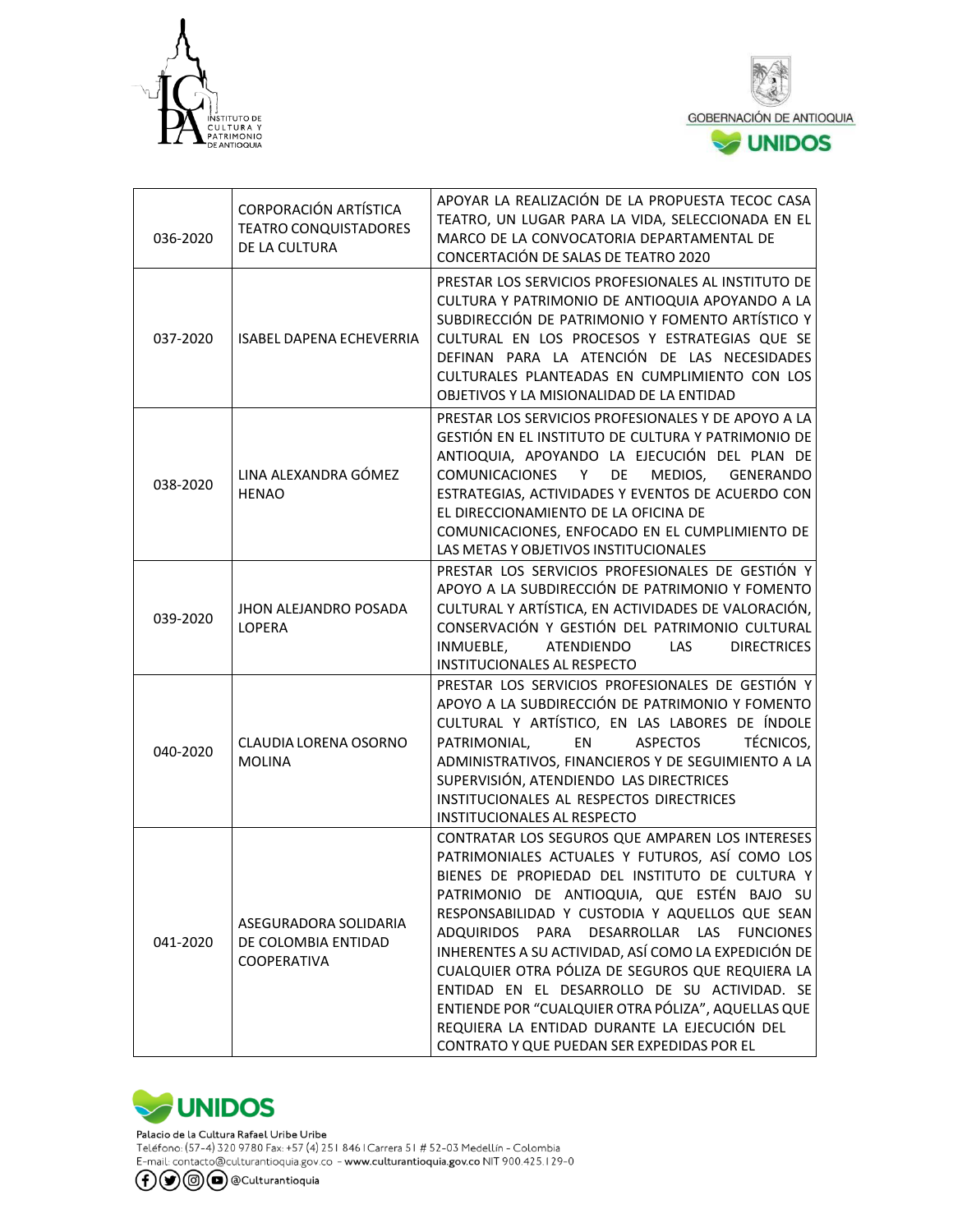| | | |
|---|---|---|
| 036-2020 | CORPORACIÓN ARTÍSTICA TEATRO CONQUISTADORES DE LA CULTURA | APOYAR LA REALIZACIÓN DE LA PROPUESTA TECOC CASA TEATRO, UN LUGAR PARA LA VIDA, SELECCIONADA EN EL MARCO DE LA CONVOCATORIA DEPARTAMENTAL DE CONCERTACIÓN DE SALAS DE TEATRO 2020 |
| 037-2020 | ISABEL DAPENA ECHEVERRIA | PRESTAR LOS SERVICIOS PROFESIONALES AL INSTITUTO DE CULTURA Y PATRIMONIO DE ANTIOQUIA APOYANDO A LA SUBDIRECCIÓN DE PATRIMONIO Y FOMENTO ARTÍSTICO Y CULTURAL EN LOS PROCESOS Y ESTRATEGIAS QUE SE DEFINAN PARA LA ATENCIÓN DE LAS NECESIDADES CULTURALES PLANTEADAS EN CUMPLIMIENTO CON LOS OBJETIVOS Y LA MISIONALIDAD DE LA ENTIDAD |
| 038-2020 | LINA ALEXANDRA GÓMEZ HENAO | PRESTAR LOS SERVICIOS PROFESIONALES Y DE APOYO A LA GESTIÓN EN EL INSTITUTO DE CULTURA Y PATRIMONIO DE ANTIOQUIA, APOYANDO LA EJECUCIÓN DEL PLAN DE COMUNICACIONES Y DE MEDIOS, GENERANDO ESTRATEGIAS, ACTIVIDADES Y EVENTOS DE ACUERDO CON EL DIRECCIONAMIENTO DE LA OFICINA DE COMUNICACIONES, ENFOCADO EN EL CUMPLIMIENTO DE LAS METAS Y OBJETIVOS INSTITUCIONALES |
| 039-2020 | JHON ALEJANDRO POSADA LOPERA | PRESTAR LOS SERVICIOS PROFESIONALES DE GESTIÓN Y APOYO A LA SUBDIRECCIÓN DE PATRIMONIO Y FOMENTO CULTURAL Y ARTÍSTICA, EN ACTIVIDADES DE VALORACIÓN, CONSERVACIÓN Y GESTIÓN DEL PATRIMONIO CULTURAL INMUEBLE, ATENDIENDO LAS DIRECTRICES INSTITUCIONALES AL RESPECTO |
| 040-2020 | CLAUDIA LORENA OSORNO MOLINA | PRESTAR LOS SERVICIOS PROFESIONALES DE GESTIÓN Y APOYO A LA SUBDIRECCIÓN DE PATRIMONIO Y FOMENTO CULTURAL Y ARTÍSTICO, EN LAS LABORES DE ÍNDOLE PATRIMONIAL, EN ASPECTOS TÉCNICOS, ADMINISTRATIVOS, FINANCIEROS Y DE SEGUIMIENTO A LA SUPERVISIÓN, ATENDIENDO LAS DIRECTRICES INSTITUCIONALES AL RESPECTOS DIRECTRICES INSTITUCIONALES AL RESPECTO |
| 041-2020 | ASEGURADORA SOLIDARIA DE COLOMBIA ENTIDAD COOPERATIVA | CONTRATAR LOS SEGUROS QUE AMPAREN LOS INTERESES PATRIMONIALES ACTUALES Y FUTUROS, ASÍ COMO LOS BIENES DE PROPIEDAD DEL INSTITUTO DE CULTURA Y PATRIMONIO DE ANTIOQUIA, QUE ESTÉN BAJO SU RESPONSABILIDAD Y CUSTODIA Y AQUELLOS QUE SEAN ADQUIRIDOS PARA DESARROLLAR LAS FUNCIONES INHERENTES A SU ACTIVIDAD, ASÍ COMO LA EXPEDICIÓN DE CUALQUIER OTRA PÓLIZA DE SEGUROS QUE REQUIERA LA ENTIDAD EN EL DESARROLLO DE SU ACTIVIDAD. SE ENTIENDE POR "CUALQUIER OTRA PÓLIZA", AQUELLAS QUE REQUIERA LA ENTIDAD DURANTE LA EJECUCIÓN DEL CONTRATO Y QUE PUEDAN SER EXPEDIDAS POR EL |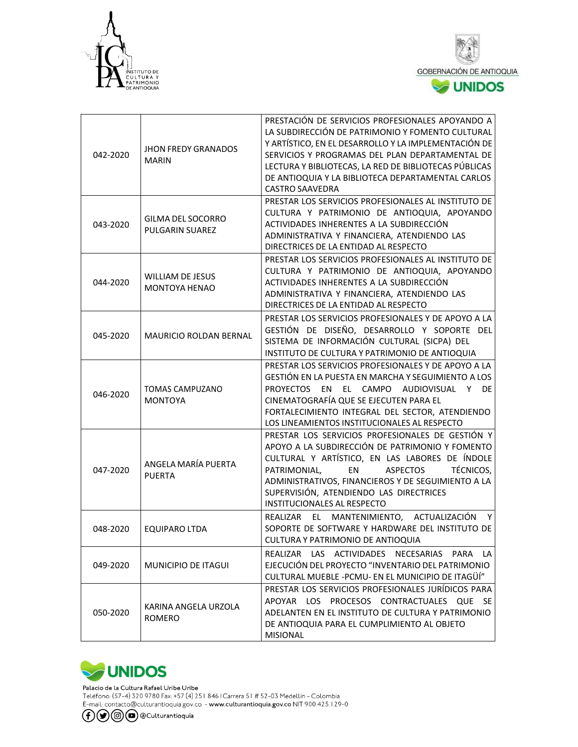| | | |
|---|---|---|
| 042-2020 | JHON FREDY GRANADOS MARIN | PRESTACIÓN DE SERVICIOS PROFESIONALES APOYANDO A LA SUBDIRECCIÓN DE PATRIMONIO Y FOMENTO CULTURAL Y ARTÍSTICO, EN EL DESARROLLO Y LA IMPLEMENTACIÓN DE SERVICIOS Y PROGRAMAS DEL PLAN DEPARTAMENTAL DE LECTURA Y BIBLIOTECAS, LA RED DE BIBLIOTECAS PÚBLICAS DE ANTIOQUIA Y LA BIBLIOTECA DEPARTAMENTAL CARLOS CASTRO SAAVEDRA |
| 043-2020 | GILMA DEL SOCORRO PULGARIN SUAREZ | PRESTAR LOS SERVICIOS PROFESIONALES AL INSTITUTO DE CULTURA Y PATRIMONIO DE ANTIOQUIA, APOYANDO ACTIVIDADES INHERENTES A LA SUBDIRECCIÓN ADMINISTRATIVA Y FINANCIERA, ATENDIENDO LAS DIRECTRICES DE LA ENTIDAD AL RESPECTO |
| 044-2020 | WILLIAM DE JESUS MONTOYA HENAO | PRESTAR LOS SERVICIOS PROFESIONALES AL INSTITUTO DE CULTURA Y PATRIMONIO DE ANTIOQUIA, APOYANDO ACTIVIDADES INHERENTES A LA SUBDIRECCIÓN ADMINISTRATIVA Y FINANCIERA, ATENDIENDO LAS DIRECTRICES DE LA ENTIDAD AL RESPECTO |
| 045-2020 | MAURICIO ROLDAN BERNAL | PRESTAR LOS SERVICIOS PROFESIONALES Y DE APOYO A LA GESTIÓN DE DISEÑO, DESARROLLO Y SOPORTE DEL SISTEMA DE INFORMACIÓN CULTURAL (SICPA) DEL INSTITUTO DE CULTURA Y PATRIMONIO DE ANTIOQUIA |
| 046-2020 | TOMAS CAMPUZANO MONTOYA | PRESTAR LOS SERVICIOS PROFESIONALES Y DE APOYO A LA GESTIÓN EN LA PUESTA EN MARCHA Y SEGUIMIENTO A LOS PROYECTOS EN EL CAMPO AUDIOVISUAL Y DE CINEMATOGRAFÍA QUE SE EJECUTEN PARA EL FORTALECIMIENTO INTEGRAL DEL SECTOR, ATENDIENDO LOS LINEAMIENTOS INSTITUCIONALES AL RESPECTO |
| 047-2020 | ANGELA MARÍA PUERTA PUERTA | PRESTAR LOS SERVICIOS PROFESIONALES DE GESTIÓN Y APOYO A LA SUBDIRECCIÓN DE PATRIMONIO Y FOMENTO CULTURAL Y ARTÍSTICO, EN LAS LABORES DE ÍNDOLE PATRIMONIAL, EN ASPECTOS TÉCNICOS, ADMINISTRATIVOS, FINANCIEROS Y DE SEGUIMIENTO A LA SUPERVISIÓN, ATENDIENDO LAS DIRECTRICES INSTITUCIONALES AL RESPECTO |
| 048-2020 | EQUIPARO LTDA | REALIZAR EL MANTENIMIENTO, ACTUALIZACIÓN Y SOPORTE DE SOFTWARE Y HARDWARE DEL INSTITUTO DE CULTURA Y PATRIMONIO DE ANTIOQUIA |
| 049-2020 | MUNICIPIO DE ITAGUI | REALIZAR LAS ACTIVIDADES NECESARIAS PARA LA EJECUCIÓN DEL PROYECTO "INVENTARIO DEL PATRIMONIO CULTURAL MUEBLE -PCMU- EN EL MUNICIPIO DE ITAGÜÍ" |
| 050-2020 | KARINA ANGELA URZOLA ROMERO | PRESTAR LOS SERVICIOS PROFESIONALES JURÍDICOS PARA APOYAR LOS PROCESOS CONTRACTUALES QUE SE ADELANTEN EN EL INSTITUTO DE CULTURA Y PATRIMONIO DE ANTIOQUIA PARA EL CUMPLIMIENTO AL OBJETO MISIONAL |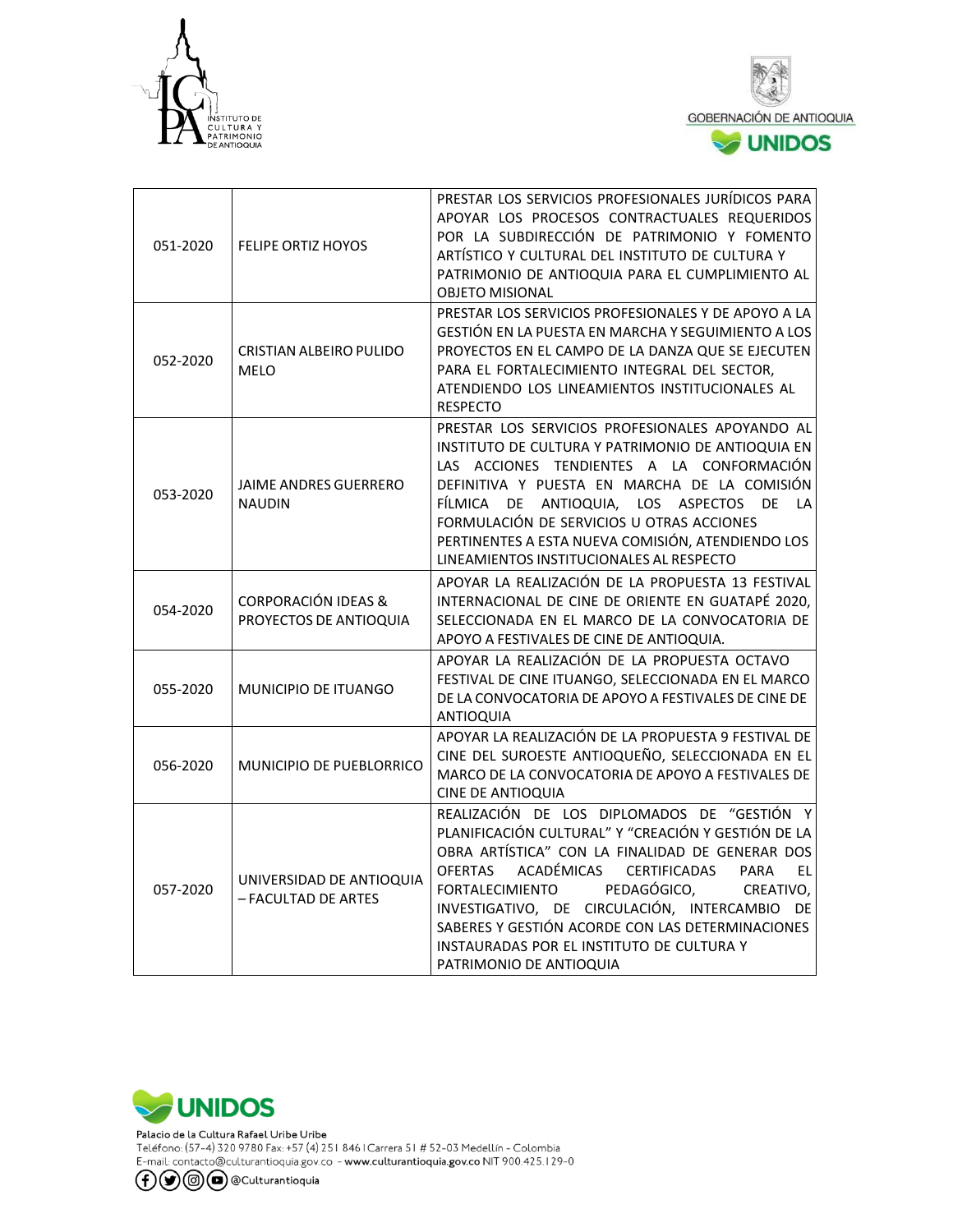| 051-2020 | FELIPE ORTIZ HOYOS | PRESTAR LOS SERVICIOS PROFESIONALES JURÍDICOS PARA APOYAR LOS PROCESOS CONTRACTUALES REQUERIDOS POR LA SUBDIRECCIÓN DE PATRIMONIO Y FOMENTO ARTÍSTICO Y CULTURAL DEL INSTITUTO DE CULTURA Y PATRIMONIO DE ANTIOQUIA PARA EL CUMPLIMIENTO AL OBJETO MISIONAL |
|---|---|---|
| 052-2020 | CRISTIAN ALBEIRO PULIDO MELO | PRESTAR LOS SERVICIOS PROFESIONALES Y DE APOYO A LA GESTIÓN EN LA PUESTA EN MARCHA Y SEGUIMIENTO A LOS PROYECTOS EN EL CAMPO DE LA DANZA QUE SE EJECUTEN PARA EL FORTALECIMIENTO INTEGRAL DEL SECTOR, ATENDIENDO LOS LINEAMIENTOS INSTITUCIONALES AL RESPECTO |
| 053-2020 | JAIME ANDRES GUERRERO NAUDIN | PRESTAR LOS SERVICIOS PROFESIONALES APOYANDO AL INSTITUTO DE CULTURA Y PATRIMONIO DE ANTIOQUIA EN LAS ACCIONES TENDIENTES A LA CONFORMACIÓN DEFINITIVA Y PUESTA EN MARCHA DE LA COMISIÓN FÍLMICA DE ANTIOQUIA, LOS ASPECTOS DE LA FORMULACIÓN DE SERVICIOS U OTRAS ACCIONES PERTINENTES A ESTA NUEVA COMISIÓN, ATENDIENDO LOS LINEAMIENTOS INSTITUCIONALES AL RESPECTO |
| 054-2020 | CORPORACIÓN IDEAS & PROYECTOS DE ANTIOQUIA | APOYAR LA REALIZACIÓN DE LA PROPUESTA 13 FESTIVAL INTERNACIONAL DE CINE DE ORIENTE EN GUATAPÉ 2020, SELECCIONADA EN EL MARCO DE LA CONVOCATORIA DE APOYO A FESTIVALES DE CINE DE ANTIOQUIA. |
| 055-2020 | MUNICIPIO DE ITUANGO | APOYAR LA REALIZACIÓN DE LA PROPUESTA OCTAVO FESTIVAL DE CINE ITUANGO, SELECCIONADA EN EL MARCO DE LA CONVOCATORIA DE APOYO A FESTIVALES DE CINE DE ANTIOQUIA |
| 056-2020 | MUNICIPIO DE PUEBLORRICO | APOYAR LA REALIZACIÓN DE LA PROPUESTA 9 FESTIVAL DE CINE DEL SUROESTE ANTIOQUEÑO, SELECCIONADA EN EL MARCO DE LA CONVOCATORIA DE APOYO A FESTIVALES DE CINE DE ANTIOQUIA |
| 057-2020 | UNIVERSIDAD DE ANTIOQUIA – FACULTAD DE ARTES | REALIZACIÓN DE LOS DIPLOMADOS DE "GESTIÓN Y PLANIFICACIÓN CULTURAL" Y "CREACIÓN Y GESTIÓN DE LA OBRA ARTÍSTICA" CON LA FINALIDAD DE GENERAR DOS OFERTAS ACADÉMICAS CERTIFICADAS PARA EL FORTALECIMIENTO PEDAGÓGICO, CREATIVO, INVESTIGATIVO, DE CIRCULACIÓN, INTERCAMBIO DE SABERES Y GESTIÓN ACORDE CON LAS DETERMINACIONES INSTAURADAS POR EL INSTITUTO DE CULTURA Y PATRIMONIO DE ANTIOQUIA |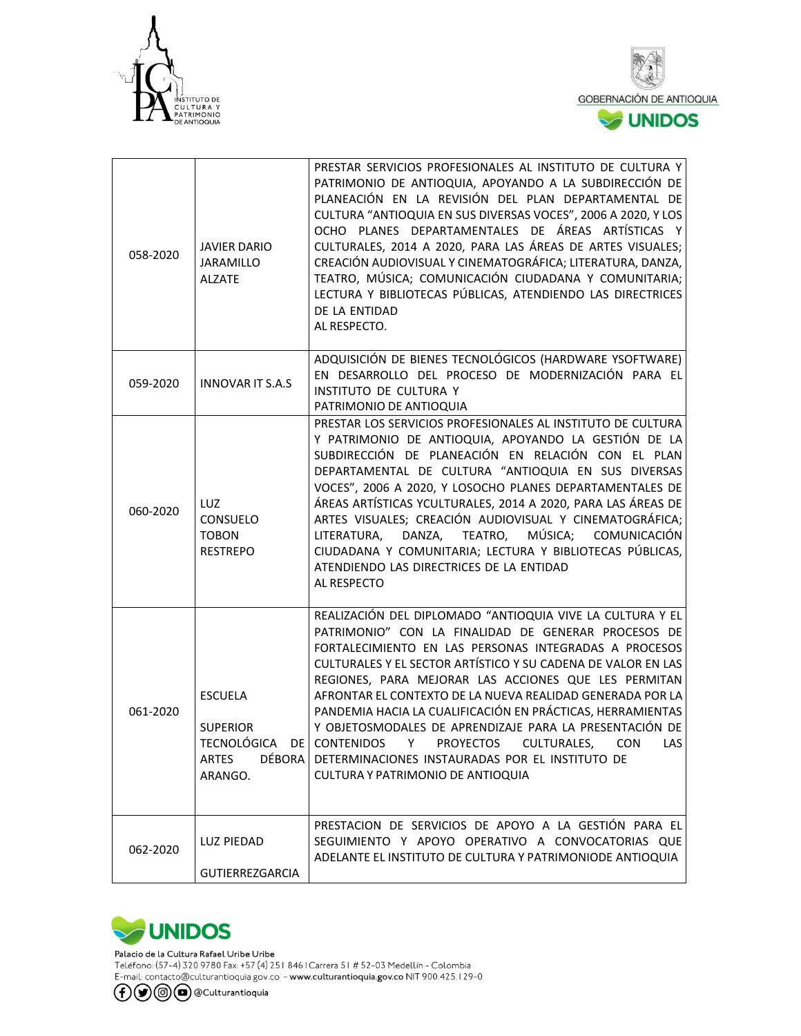| | | |
|---|---|---|
| 058-2020 | JAVIER DARIO JARAMILLO ALZATE | PRESTAR SERVICIOS PROFESIONALES AL INSTITUTO DE CULTURA Y PATRIMONIO DE ANTIOQUIA, APOYANDO A LA SUBDIRECCIÓN DE PLANEACIÓN EN LA REVISIÓN DEL PLAN DEPARTAMENTAL DE CULTURA "ANTIOQUIA EN SUS DIVERSAS VOCES", 2006 A 2020, Y LOS OCHO PLANES DEPARTAMENTALES DE ÁREAS ARTÍSTICAS Y CULTURALES, 2014 A 2020, PARA LAS ÁREAS DE ARTES VISUALES; CREACIÓN AUDIOVISUAL Y CINEMATOGRÁFICA; LITERATURA, DANZA, TEATRO, MÚSICA; COMUNICACIÓN CIUDADANA Y COMUNITARIA; LECTURA Y BIBLIOTECAS PÚBLICAS, ATENDIENDO LAS DIRECTRICES DE LA ENTIDAD AL RESPECTO. |
| 059-2020 | INNOVAR IT S.A.S | ADQUISICIÓN DE BIENES TECNOLÓGICOS (HARDWARE YSOFTWARE) EN DESARROLLO DEL PROCESO DE MODERNIZACIÓN PARA EL INSTITUTO DE CULTURA Y PATRIMONIO DE ANTIOQUIA |
| 060-2020 | LUZ CONSUELO TOBON RESTREPO | PRESTAR LOS SERVICIOS PROFESIONALES AL INSTITUTO DE CULTURA Y PATRIMONIO DE ANTIOQUIA, APOYANDO LA GESTIÓN DE LA SUBDIRECCIÓN DE PLANEACIÓN EN RELACIÓN CON EL PLAN DEPARTAMENTAL DE CULTURA "ANTIOQUIA EN SUS DIVERSAS VOCES", 2006 A 2020, Y LOSOCHO PLANES DEPARTAMENTALES DE ÁREAS ARTÍSTICAS YCULTURALES, 2014 A 2020, PARA LAS ÁREAS DE ARTES VISUALES; CREACIÓN AUDIOVISUAL Y CINEMATOGRÁFICA; LITERATURA, DANZA, TEATRO, MÚSICA; COMUNICACIÓN CIUDADANA Y COMUNITARIA; LECTURA Y BIBLIOTECAS PÚBLICAS, ATENDIENDO LAS DIRECTRICES DE LA ENTIDAD AL RESPECTO |
| 061-2020 | ESCUELA SUPERIOR TECNOLÓGICA DE ARTES DÉBORA ARANGO. | REALIZACIÓN DEL DIPLOMADO "ANTIOQUIA VIVE LA CULTURA Y EL PATRIMONIO" CON LA FINALIDAD DE GENERAR PROCESOS DE FORTALECIMIENTO EN LAS PERSONAS INTEGRADAS A PROCESOS CULTURALES Y EL SECTOR ARTÍSTICO Y SU CADENA DE VALOR EN LAS REGIONES, PARA MEJORAR LAS ACCIONES QUE LES PERMITAN AFRONTAR EL CONTEXTO DE LA NUEVA REALIDAD GENERADA POR LA PANDEMIA HACIA LA CUALIFICACIÓN EN PRÁCTICAS, HERRAMIENTAS Y OBJETOSMODALES DE APRENDIZAJE PARA LA PRESENTACIÓN DE CONTENIDOS Y PROYECTOS CULTURALES, CON LAS DETERMINACIONES INSTAURADAS POR EL INSTITUTO DE CULTURA Y PATRIMONIO DE ANTIOQUIA |
| 062-2020 | LUZ PIEDAD GUTIERREZGARCIA | PRESTACION DE SERVICIOS DE APOYO A LA GESTIÓN PARA EL SEGUIMIENTO Y APOYO OPERATIVO A CONVOCATORIAS QUE ADELANTE EL INSTITUTO DE CULTURA Y PATRIMONIODE ANTIOQUIA |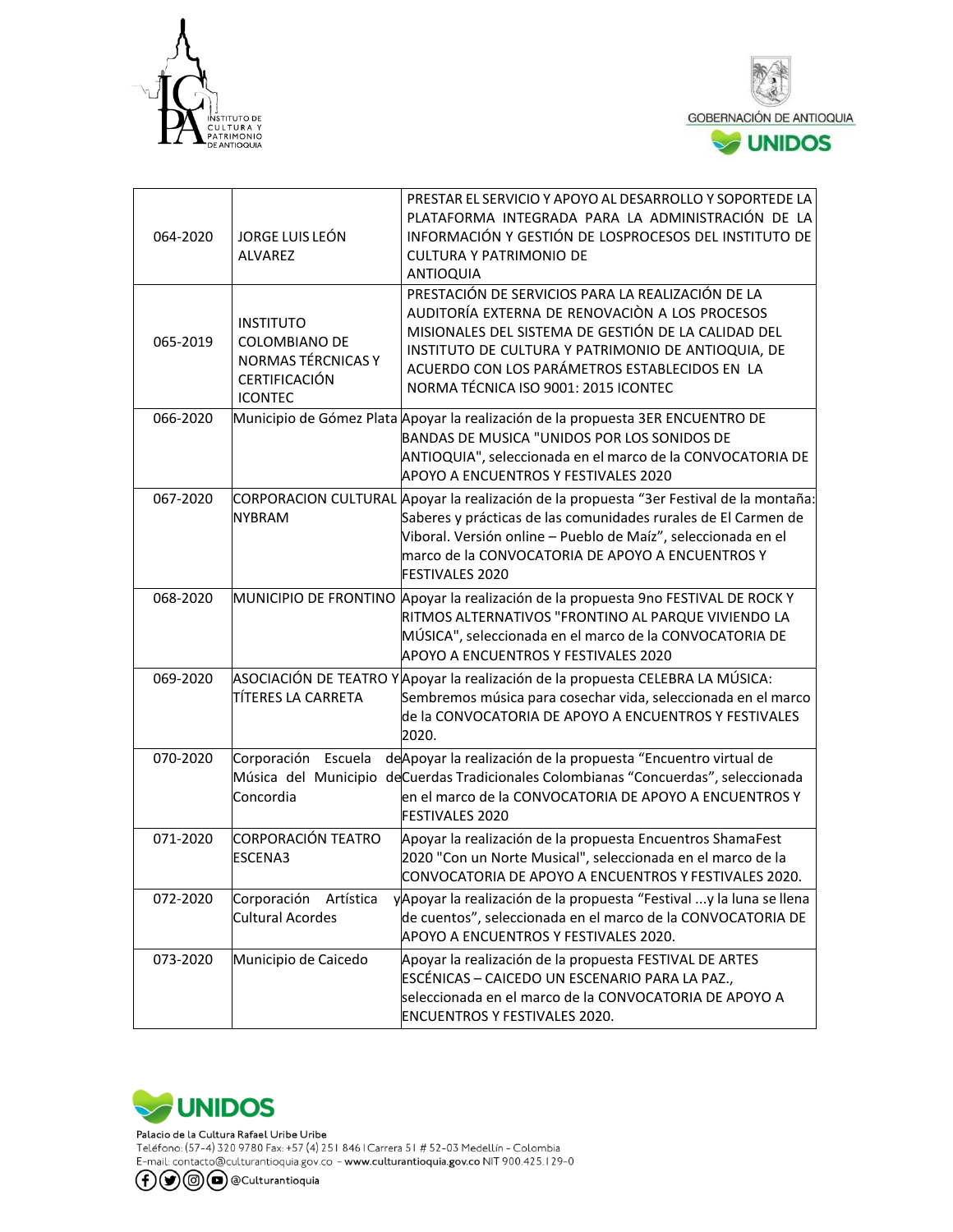| | | |
|---|---|---|
| 064-2020 | JORGE LUIS LEÓN ALVAREZ | PRESTAR EL SERVICIO Y APOYO AL DESARROLLO Y SOPORTEDE LA PLATAFORMA INTEGRADA PARA LA ADMINISTRACIÓN DE LA INFORMACIÓN Y GESTIÓN DE LOSPROCESOS DEL INSTITUTO DE CULTURA Y PATRIMONIO DE ANTIOQUIA |
| 065-2019 | INSTITUTO COLOMBIANO DE NORMAS TÉRCNICAS Y CERTIFICACIÓN ICONTEC | PRESTACIÓN DE SERVICIOS PARA LA REALIZACIÓN DE LA AUDITORÍA EXTERNA DE RENOVACIÒN A LOS PROCESOS MISIONALES DEL SISTEMA DE GESTIÓN DE LA CALIDAD DEL INSTITUTO DE CULTURA Y PATRIMONIO DE ANTIOQUIA, DE ACUERDO CON LOS PARÁMETROS ESTABLECIDOS EN LA NORMA TÉCNICA ISO 9001: 2015 ICONTEC |
| 066-2020 | Municipio de Gómez Plata | Apoyar la realización de la propuesta 3ER ENCUENTRO DE BANDAS DE MUSICA "UNIDOS POR LOS SONIDOS DE ANTIOQUIA", seleccionada en el marco de la CONVOCATORIA DE APOYO A ENCUENTROS Y FESTIVALES 2020 |
| 067-2020 | CORPORACION CULTURAL NYBRAM | Apoyar la realización de la propuesta "3er Festival de la montaña: Saberes y prácticas de las comunidades rurales de El Carmen de Viboral. Versión online – Pueblo de Maíz", seleccionada en el marco de la CONVOCATORIA DE APOYO A ENCUENTROS Y FESTIVALES 2020 |
| 068-2020 | MUNICIPIO DE FRONTINO | Apoyar la realización de la propuesta 9no FESTIVAL DE ROCK Y RITMOS ALTERNATIVOS "FRONTINO AL PARQUE VIVIENDO LA MÚSICA", seleccionada en el marco de la CONVOCATORIA DE APOYO A ENCUENTROS Y FESTIVALES 2020 |
| 069-2020 | ASOCIACIÓN DE TEATRO Y TÍTERES LA CARRETA | Apoyar la realización de la propuesta CELEBRA LA MÚSICA: Sembremos música para cosechar vida, seleccionada en el marco de la CONVOCATORIA DE APOYO A ENCUENTROS Y FESTIVALES 2020. |
| 070-2020 | Corporación Escuela de Música del Municipio de Concordia | Apoyar la realización de la propuesta "Encuentro virtual de Cuerdas Tradicionales Colombianas "Concuerdas", seleccionada en el marco de la CONVOCATORIA DE APOYO A ENCUENTROS Y FESTIVALES 2020 |
| 071-2020 | CORPORACIÓN TEATRO ESCENA3 | Apoyar la realización de la propuesta Encuentros ShamaFest 2020 "Con un Norte Musical", seleccionada en el marco de la CONVOCATORIA DE APOYO A ENCUENTROS Y FESTIVALES 2020. |
| 072-2020 | Corporación Artística y Cultural Acordes | Apoyar la realización de la propuesta "Festival ...y la luna se llena de cuentos", seleccionada en el marco de la CONVOCATORIA DE APOYO A ENCUENTROS Y FESTIVALES 2020. |
| 073-2020 | Municipio de Caicedo | Apoyar la realización de la propuesta FESTIVAL DE ARTES ESCÉNICAS – CAICEDO UN ESCENARIO PARA LA PAZ., seleccionada en el marco de la CONVOCATORIA DE APOYO A ENCUENTROS Y FESTIVALES 2020. |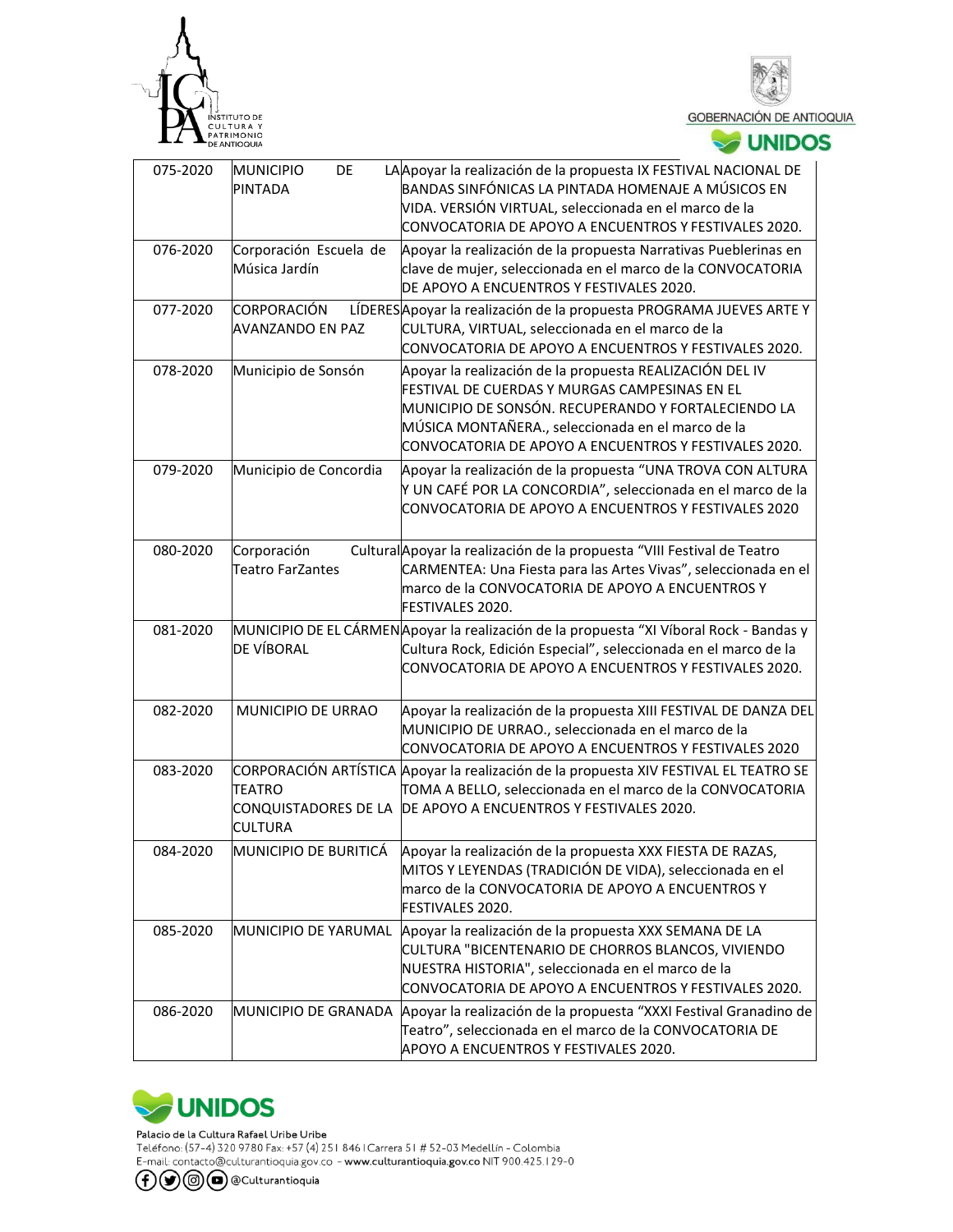| | | |
|---|---|---|
| 075-2020 | MUNICIPIO DE LA PINTADA | Apoyar la realización de la propuesta IX FESTIVAL NACIONAL DE BANDAS SINFÓNICAS LA PINTADA HOMENAJE A MÚSICOS EN VIDA. VERSIÓN VIRTUAL, seleccionada en el marco de la CONVOCATORIA DE APOYO A ENCUENTROS Y FESTIVALES 2020. |
| 076-2020 | Corporación Escuela de Música Jardín | Apoyar la realización de la propuesta Narrativas Pueblerinas en clave de mujer, seleccionada en el marco de la CONVOCATORIA DE APOYO A ENCUENTROS Y FESTIVALES 2020. |
| 077-2020 | CORPORACIÓN LÍDERES AVANZANDO EN PAZ | Apoyar la realización de la propuesta PROGRAMA JUEVES ARTE Y CULTURA, VIRTUAL, seleccionada en el marco de la CONVOCATORIA DE APOYO A ENCUENTROS Y FESTIVALES 2020. |
| 078-2020 | Municipio de Sonsón | Apoyar la realización de la propuesta REALIZACIÓN DEL IV FESTIVAL DE CUERDAS Y MURGAS CAMPESINAS EN EL MUNICIPIO DE SONSÓN. RECUPERANDO Y FORTALECIENDO LA MÚSICA MONTAÑERA., seleccionada en el marco de la CONVOCATORIA DE APOYO A ENCUENTROS Y FESTIVALES 2020. |
| 079-2020 | Municipio de Concordia | Apoyar la realización de la propuesta "UNA TROVA CON ALTURA Y UN CAFÉ POR LA CONCORDIA", seleccionada en el marco de la CONVOCATORIA DE APOYO A ENCUENTROS Y FESTIVALES 2020 |
| 080-2020 | Corporación Cultural Teatro FarZantes | Apoyar la realización de la propuesta "VIII Festival de Teatro CARMENTEA: Una Fiesta para las Artes Vivas", seleccionada en el marco de la CONVOCATORIA DE APOYO A ENCUENTROS Y FESTIVALES 2020. |
| 081-2020 | MUNICIPIO DE EL CÁRMEN DE VÍBORAL | Apoyar la realización de la propuesta "XI Víboral Rock - Bandas y Cultura Rock, Edición Especial", seleccionada en el marco de la CONVOCATORIA DE APOYO A ENCUENTROS Y FESTIVALES 2020. |
| 082-2020 | MUNICIPIO DE URRAO | Apoyar la realización de la propuesta XIII FESTIVAL DE DANZA DEL MUNICIPIO DE URRAO., seleccionada en el marco de la CONVOCATORIA DE APOYO A ENCUENTROS Y FESTIVALES 2020 |
| 083-2020 | CORPORACIÓN ARTÍSTICA TEATRO CONQUISTADORES DE LA CULTURA | Apoyar la realización de la propuesta XIV FESTIVAL EL TEATRO SE TOMA A BELLO, seleccionada en el marco de la CONVOCATORIA DE APOYO A ENCUENTROS Y FESTIVALES 2020. |
| 084-2020 | MUNICIPIO DE BURITICÁ | Apoyar la realización de la propuesta XXX FIESTA DE RAZAS, MITOS Y LEYENDAS (TRADICIÓN DE VIDA), seleccionada en el marco de la CONVOCATORIA DE APOYO A ENCUENTROS Y FESTIVALES 2020. |
| 085-2020 | MUNICIPIO DE YARUMAL | Apoyar la realización de la propuesta XXX SEMANA DE LA CULTURA "BICENTENARIO DE CHORROS BLANCOS, VIVIENDO NUESTRA HISTORIA", seleccionada en el marco de la CONVOCATORIA DE APOYO A ENCUENTROS Y FESTIVALES 2020. |
| 086-2020 | MUNICIPIO DE GRANADA | Apoyar la realización de la propuesta "XXXI Festival Granadino de Teatro", seleccionada en el marco de la CONVOCATORIA DE APOYO A ENCUENTROS Y FESTIVALES 2020. |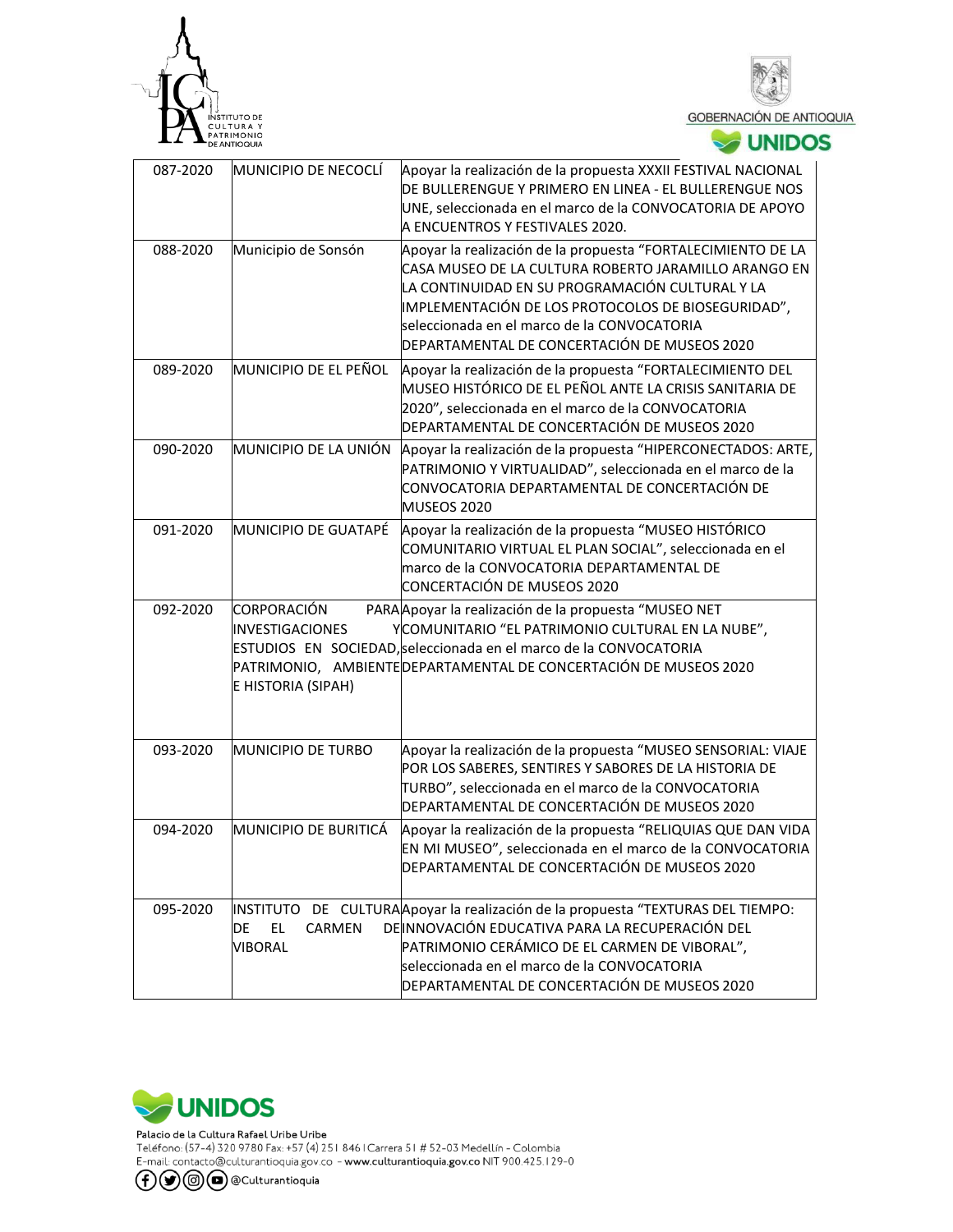| | | |
|---|---|---|
| 087-2020 | MUNICIPIO DE NECOCLÍ | Apoyar la realización de la propuesta XXXII FESTIVAL NACIONAL DE BULLERENGUE Y PRIMERO EN LINEA - EL BULLERENGUE NOS UNE, seleccionada en el marco de la CONVOCATORIA DE APOYO A ENCUENTROS Y FESTIVALES 2020. |
| 088-2020 | Municipio de Sonsón | Apoyar la realización de la propuesta "FORTALECIMIENTO DE LA CASA MUSEO DE LA CULTURA ROBERTO JARAMILLO ARANGO EN LA CONTINUIDAD EN SU PROGRAMACIÓN CULTURAL Y LA IMPLEMENTACIÓN DE LOS PROTOCOLOS DE BIOSEGURIDAD", seleccionada en el marco de la CONVOCATORIA DEPARTAMENTAL DE CONCERTACIÓN DE MUSEOS 2020 |
| 089-2020 | MUNICIPIO DE EL PEÑOL | Apoyar la realización de la propuesta "FORTALECIMIENTO DEL MUSEO HISTÓRICO DE EL PEÑOL ANTE LA CRISIS SANITARIA DE 2020", seleccionada en el marco de la CONVOCATORIA DEPARTAMENTAL DE CONCERTACIÓN DE MUSEOS 2020 |
| 090-2020 | MUNICIPIO DE LA UNIÓN | Apoyar la realización de la propuesta "HIPERCONECTADOS: ARTE, PATRIMONIO Y VIRTUALIDAD", seleccionada en el marco de la CONVOCATORIA DEPARTAMENTAL DE CONCERTACIÓN DE MUSEOS 2020 |
| 091-2020 | MUNICIPIO DE GUATAPÉ | Apoyar la realización de la propuesta "MUSEO HISTÓRICO COMUNITARIO VIRTUAL EL PLAN SOCIAL", seleccionada en el marco de la CONVOCATORIA DEPARTAMENTAL DE CONCERTACIÓN DE MUSEOS 2020 |
| 092-2020 | CORPORACIÓN PARA INVESTIGACIONES Y ESTUDIOS EN SOCIEDAD, PATRIMONIO, AMBIENTE E HISTORIA (SIPAH) | Apoyar la realización de la propuesta "MUSEO NET COMUNITARIO "EL PATRIMONIO CULTURAL EN LA NUBE", seleccionada en el marco de la CONVOCATORIA DEPARTAMENTAL DE CONCERTACIÓN DE MUSEOS 2020 |
| 093-2020 | MUNICIPIO DE TURBO | Apoyar la realización de la propuesta "MUSEO SENSORIAL: VIAJE POR LOS SABERES, SENTIRES Y SABORES DE LA HISTORIA DE TURBO", seleccionada en el marco de la CONVOCATORIA DEPARTAMENTAL DE CONCERTACIÓN DE MUSEOS 2020 |
| 094-2020 | MUNICIPIO DE BURITICÁ | Apoyar la realización de la propuesta "RELIQUIAS QUE DAN VIDA EN MI MUSEO", seleccionada en el marco de la CONVOCATORIA DEPARTAMENTAL DE CONCERTACIÓN DE MUSEOS 2020 |
| 095-2020 | INSTITUTO DE CULTURA DE EL CARMEN DE VIBORAL | Apoyar la realización de la propuesta "TEXTURAS DEL TIEMPO: INNOVACIÓN EDUCATIVA PARA LA RECUPERACIÓN DEL PATRIMONIO CERÁMICO DE EL CARMEN DE VIBORAL", seleccionada en el marco de la CONVOCATORIA DEPARTAMENTAL DE CONCERTACIÓN DE MUSEOS 2020 |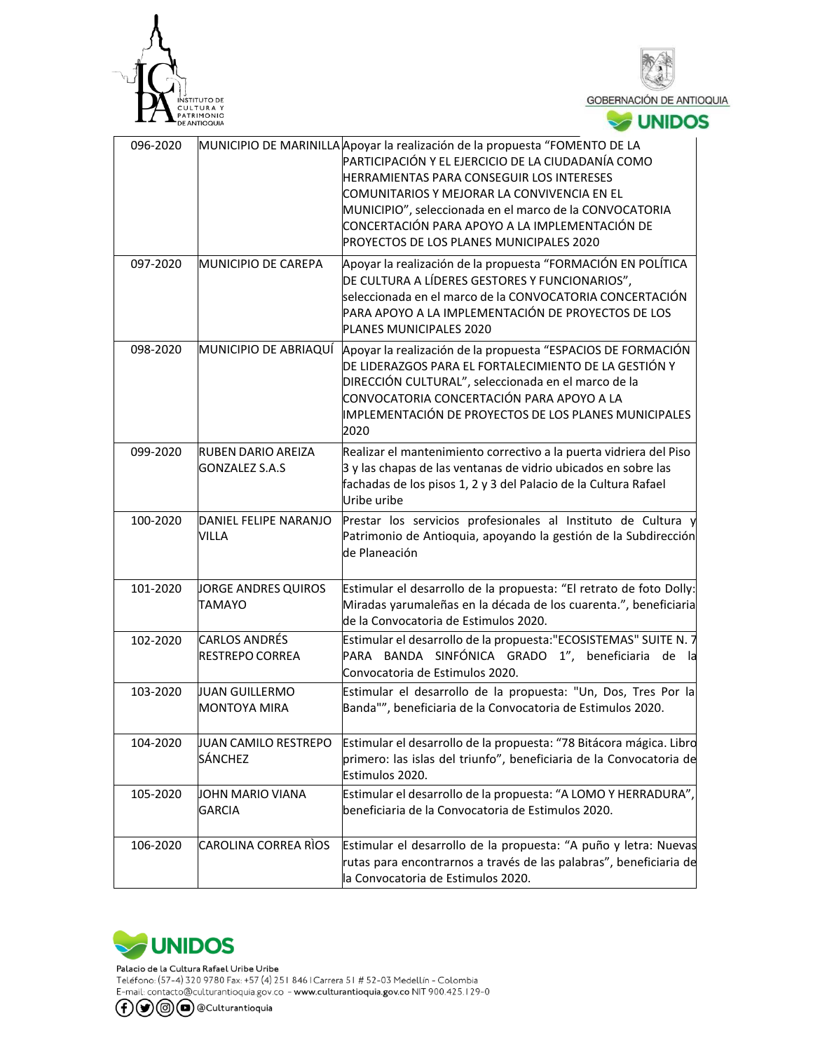| | | |
|---|---|---|
| 096-2020 | MUNICIPIO DE MARINILLA | Apoyar la realización de la propuesta “FOMENTO DE LA PARTICIPACIÓN Y EL EJERCICIO DE LA CIUDADANÍA COMO HERRAMIENTAS PARA CONSEGUIR LOS INTERESES COMUNITARIOS Y MEJORAR LA CONVIVENCIA EN EL MUNICIPIO”, seleccionada en el marco de la CONVOCATORIA CONCERTACIÓN PARA APOYO A LA IMPLEMENTACIÓN DE PROYECTOS DE LOS PLANES MUNICIPALES 2020 |
| 097-2020 | MUNICIPIO DE CAREPA | Apoyar la realización de la propuesta “FORMACIÓN EN POLÍTICA DE CULTURA A LÍDERES GESTORES Y FUNCIONARIOS”, seleccionada en el marco de la CONVOCATORIA CONCERTACIÓN PARA APOYO A LA IMPLEMENTACIÓN DE PROYECTOS DE LOS PLANES MUNICIPALES 2020 |
| 098-2020 | MUNICIPIO DE ABRIAQUÍ | Apoyar la realización de la propuesta “ESPACIOS DE FORMACIÓN DE LIDERAZGOS PARA EL FORTALECIMIENTO DE LA GESTIÓN Y DIRECCIÓN CULTURAL”, seleccionada en el marco de la CONVOCATORIA CONCERTACIÓN PARA APOYO A LA IMPLEMENTACIÓN DE PROYECTOS DE LOS PLANES MUNICIPALES 2020 |
| 099-2020 | RUBEN DARIO AREIZA GONZALEZ S.A.S | Realizar el mantenimiento correctivo a la puerta vidriera del Piso 3 y las chapas de las ventanas de vidrio ubicados en sobre las fachadas de los pisos 1, 2 y 3 del Palacio de la Cultura Rafael Uribe uribe |
| 100-2020 | DANIEL FELIPE NARANJO VILLA | Prestar los servicios profesionales al Instituto de Cultura y Patrimonio de Antioquia, apoyando la gestión de la Subdirección de Planeación |
| 101-2020 | JORGE ANDRES QUIROS TAMAYO | Estimular el desarrollo de la propuesta: “El retrato de foto Dolly: Miradas yarumaleñas en la década de los cuarenta.”, beneficiaria de la Convocatoria de Estimulos 2020. |
| 102-2020 | CARLOS ANDRÉS RESTREPO CORREA | Estimular el desarrollo de la propuesta:"ECOSISTEMAS" SUITE N. 7 PARA BANDA SINFÓNICA GRADO 1”, beneficiaria de la Convocatoria de Estimulos 2020. |
| 103-2020 | JUAN GUILLERMO MONTOYA MIRA | Estimular el desarrollo de la propuesta: "Un, Dos, Tres Por la Banda"", beneficiaria de la Convocatoria de Estimulos 2020. |
| 104-2020 | JUAN CAMILO RESTREPO SÁNCHEZ | Estimular el desarrollo de la propuesta: “78 Bitácora mágica. Libro primero: las islas del triunfo”, beneficiaria de la Convocatoria de Estimulos 2020. |
| 105-2020 | JOHN MARIO VIANA GARCIA | Estimular el desarrollo de la propuesta: “A LOMO Y HERRADURA”, beneficiaria de la Convocatoria de Estimulos 2020. |
| 106-2020 | CAROLINA CORREA RÌOS | Estimular el desarrollo de la propuesta: “A puño y letra: Nuevas rutas para encontrarnos a través de las palabras”, beneficiaria de la Convocatoria de Estimulos 2020. |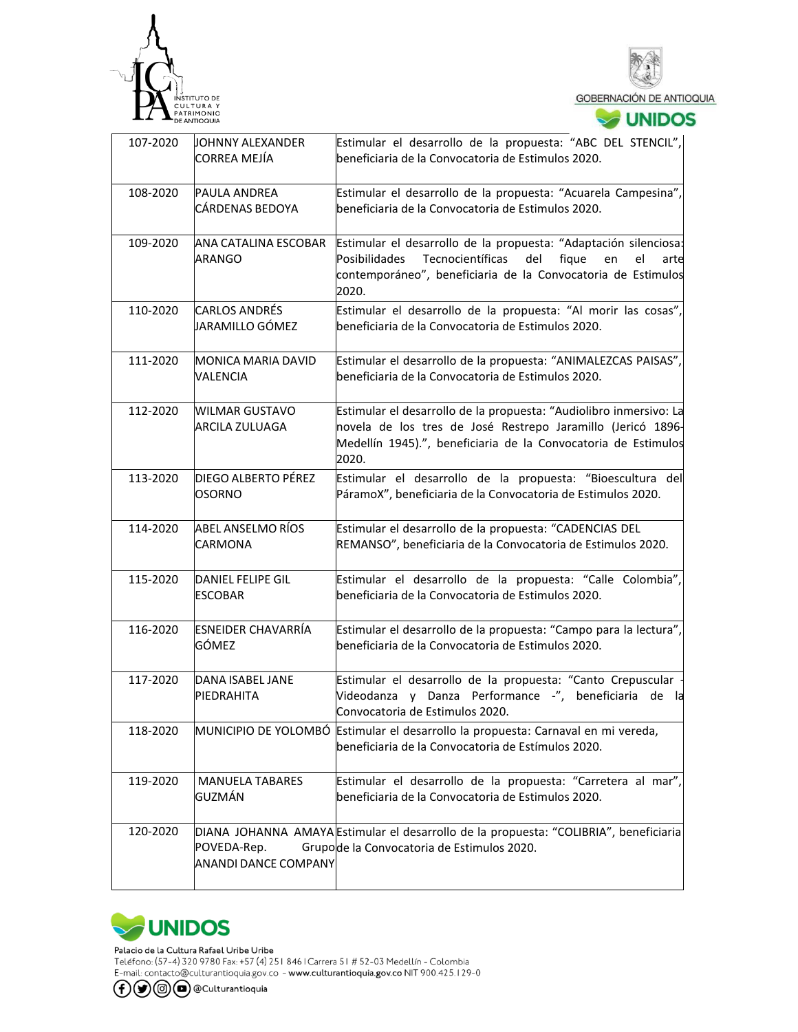| | | |
|---|---|---|
| 107-2020 | JOHNNY ALEXANDER CORREA MEJÍA | Estimular el desarrollo de la propuesta: "ABC DEL STENCIL", beneficiaria de la Convocatoria de Estimulos 2020. |
| 108-2020 | PAULA ANDREA CÁRDENAS BEDOYA | Estimular el desarrollo de la propuesta: "Acuarela Campesina", beneficiaria de la Convocatoria de Estimulos 2020. |
| 109-2020 | ANA CATALINA ESCOBAR ARANGO | Estimular el desarrollo de la propuesta: "Adaptación silenciosa: Posibilidades Tecnocientíficas del fique en el arte contemporáneo", beneficiaria de la Convocatoria de Estimulos 2020. |
| 110-2020 | CARLOS ANDRÉS JARAMILLO GÓMEZ | Estimular el desarrollo de la propuesta: "Al morir las cosas", beneficiaria de la Convocatoria de Estimulos 2020. |
| 111-2020 | MONICA MARIA DAVID VALENCIA | Estimular el desarrollo de la propuesta: "ANIMALEZCAS PAISAS", beneficiaria de la Convocatoria de Estimulos 2020. |
| 112-2020 | WILMAR GUSTAVO ARCILA ZULUAGA | Estimular el desarrollo de la propuesta: "Audiolibro inmersivo: La novela de los tres de José Restrepo Jaramillo (Jericó 1896-Medellín 1945).", beneficiaria de la Convocatoria de Estimulos 2020. |
| 113-2020 | DIEGO ALBERTO PÉREZ OSORNO | Estimular el desarrollo de la propuesta: "Bioescultura del PáramoX", beneficiaria de la Convocatoria de Estimulos 2020. |
| 114-2020 | ABEL ANSELMO RÍOS CARMONA | Estimular el desarrollo de la propuesta: "CADENCIAS DEL REMANSO", beneficiaria de la Convocatoria de Estimulos 2020. |
| 115-2020 | DANIEL FELIPE GIL ESCOBAR | Estimular el desarrollo de la propuesta: "Calle Colombia", beneficiaria de la Convocatoria de Estimulos 2020. |
| 116-2020 | ESNEIDER CHAVARRÍA GÓMEZ | Estimular el desarrollo de la propuesta: "Campo para la lectura", beneficiaria de la Convocatoria de Estimulos 2020. |
| 117-2020 | DANA ISABEL JANE PIEDRAHITA | Estimular el desarrollo de la propuesta: "Canto Crepuscular - Videodanza y Danza Performance -", beneficiaria de la Convocatoria de Estimulos 2020. |
| 118-2020 | MUNICIPIO DE YOLOMBÓ | Estimular el desarrollo la propuesta: Carnaval en mi vereda, beneficiaria de la Convocatoria de Estímulos 2020. |
| 119-2020 | MANUELA TABARES GUZMÁN | Estimular el desarrollo de la propuesta: "Carretera al mar", beneficiaria de la Convocatoria de Estimulos 2020. |
| 120-2020 | DIANA JOHANNA AMAYA POVEDA-Rep. Grupo ANANDI DANCE COMPANY | Estimular el desarrollo de la propuesta: "COLIBRIA", beneficiaria de la Convocatoria de Estimulos 2020. |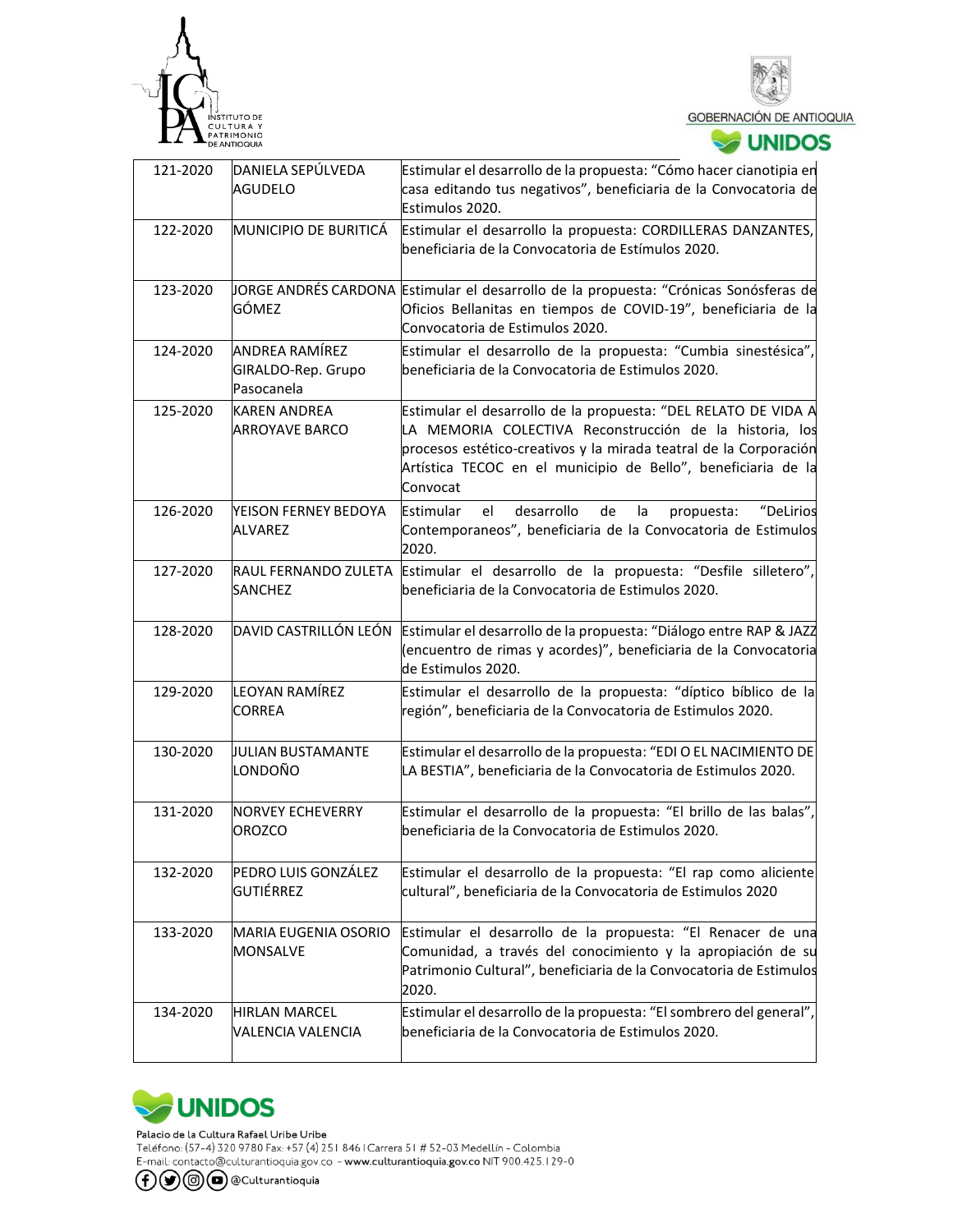| | | |
|---|---|---|
| 121-2020 | DANIELA SEPÚLVEDA AGUDELO | Estimular el desarrollo de la propuesta: "Cómo hacer cianotipia en casa editando tus negativos", beneficiaria de la Convocatoria de Estimulos 2020. |
| 122-2020 | MUNICIPIO DE BURITICÁ | Estimular el desarrollo la propuesta: CORDILLERAS DANZANTES, beneficiaria de la Convocatoria de Estímulos 2020. |
| 123-2020 | JORGE ANDRÉS CARDONA GÓMEZ | Estimular el desarrollo de la propuesta: "Crónicas Sonósferas de Oficios Bellanitas en tiempos de COVID-19", beneficiaria de la Convocatoria de Estimulos 2020. |
| 124-2020 | ANDREA RAMÍREZ GIRALDO-Rep. Grupo Pasocanela | Estimular el desarrollo de la propuesta: "Cumbia sinestésica", beneficiaria de la Convocatoria de Estimulos 2020. |
| 125-2020 | KAREN ANDREA ARROYAVE BARCO | Estimular el desarrollo de la propuesta: "DEL RELATO DE VIDA A LA MEMORIA COLECTIVA Reconstrucción de la historia, los procesos estético-creativos y la mirada teatral de la Corporación Artística TECOC en el municipio de Bello", beneficiaria de la Convocat |
| 126-2020 | YEISON FERNEY BEDOYA ALVAREZ | Estimular el desarrollo de la propuesta: "DeLirios Contemporaneos", beneficiaria de la Convocatoria de Estimulos 2020. |
| 127-2020 | RAUL FERNANDO ZULETA SANCHEZ | Estimular el desarrollo de la propuesta: "Desfile silletero", beneficiaria de la Convocatoria de Estimulos 2020. |
| 128-2020 | DAVID CASTRILLÓN LEÓN | Estimular el desarrollo de la propuesta: "Diálogo entre RAP & JAZZ (encuentro de rimas y acordes)", beneficiaria de la Convocatoria de Estimulos 2020. |
| 129-2020 | LEOYAN RAMÍREZ CORREA | Estimular el desarrollo de la propuesta: "díptico bíblico de la región", beneficiaria de la Convocatoria de Estimulos 2020. |
| 130-2020 | JULIAN BUSTAMANTE LONDOÑO | Estimular el desarrollo de la propuesta: "EDI O EL NACIMIENTO DE LA BESTIA", beneficiaria de la Convocatoria de Estimulos 2020. |
| 131-2020 | NORVEY ECHEVERRY OROZCO | Estimular el desarrollo de la propuesta: "El brillo de las balas", beneficiaria de la Convocatoria de Estimulos 2020. |
| 132-2020 | PEDRO LUIS GONZÁLEZ GUTIÉRREZ | Estimular el desarrollo de la propuesta: "El rap como aliciente cultural", beneficiaria de la Convocatoria de Estimulos 2020 |
| 133-2020 | MARIA EUGENIA OSORIO MONSALVE | Estimular el desarrollo de la propuesta: "El Renacer de una Comunidad, a través del conocimiento y la apropiación de su Patrimonio Cultural", beneficiaria de la Convocatoria de Estimulos 2020. |
| 134-2020 | HIRLAN MARCEL VALENCIA VALENCIA | Estimular el desarrollo de la propuesta: "El sombrero del general", beneficiaria de la Convocatoria de Estimulos 2020. |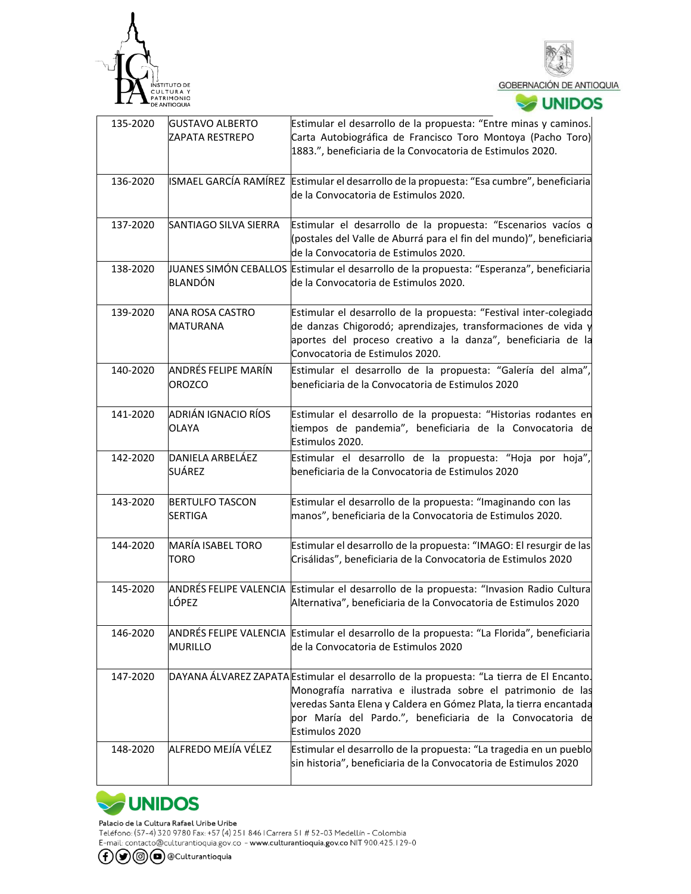| 135-2020 | GUSTAVO ALBERTO ZAPATA RESTREPO | Estimular el desarrollo de la propuesta: "Entre minas y caminos. Carta Autobiográfica de Francisco Toro Montoya (Pacho Toro) 1883.", beneficiaria de la Convocatoria de Estimulos 2020. |
|---|---|---|
| 136-2020 | ISMAEL GARCÍA RAMÍREZ | Estimular el desarrollo de la propuesta: "Esa cumbre", beneficiaria de la Convocatoria de Estimulos 2020. |
| 137-2020 | SANTIAGO SILVA SIERRA | Estimular el desarrollo de la propuesta: "Escenarios vacíos o (postales del Valle de Aburrá para el fin del mundo)", beneficiaria de la Convocatoria de Estimulos 2020. |
| 138-2020 | JUANES SIMÓN CEBALLOS BLANDÓN | Estimular el desarrollo de la propuesta: "Esperanza", beneficiaria de la Convocatoria de Estimulos 2020. |
| 139-2020 | ANA ROSA CASTRO MATURANA | Estimular el desarrollo de la propuesta: "Festival inter-colegiado de danzas Chigorodó; aprendizajes, transformaciones de vida y aportes del proceso creativo a la danza", beneficiaria de la Convocatoria de Estimulos 2020. |
| 140-2020 | ANDRÉS FELIPE MARÍN OROZCO | Estimular el desarrollo de la propuesta: "Galería del alma", beneficiaria de la Convocatoria de Estimulos 2020 |
| 141-2020 | ADRIÁN IGNACIO RÍOS OLAYA | Estimular el desarrollo de la propuesta: "Historias rodantes en tiempos de pandemia", beneficiaria de la Convocatoria de Estimulos 2020. |
| 142-2020 | DANIELA ARBELÁEZ SUÁREZ | Estimular el desarrollo de la propuesta: "Hoja por hoja", beneficiaria de la Convocatoria de Estimulos 2020 |
| 143-2020 | BERTULFO TASCON SERTIGA | Estimular el desarrollo de la propuesta: "Imaginando con las manos", beneficiaria de la Convocatoria de Estimulos 2020. |
| 144-2020 | MARÍA ISABEL TORO TORO | Estimular el desarrollo de la propuesta: "IMAGO: El resurgir de las Crisálidas", beneficiaria de la Convocatoria de Estimulos 2020 |
| 145-2020 | ANDRÉS FELIPE VALENCIA LÓPEZ | Estimular el desarrollo de la propuesta: "Invasion Radio Cultural Alternativa", beneficiaria de la Convocatoria de Estimulos 2020 |
| 146-2020 | ANDRÉS FELIPE VALENCIA MURILLO | Estimular el desarrollo de la propuesta: "La Florida", beneficiaria de la Convocatoria de Estimulos 2020 |
| 147-2020 | DAYANA ÁLVAREZ ZAPATA | Estimular el desarrollo de la propuesta: "La tierra de El Encanto. Monografía narrativa e ilustrada sobre el patrimonio de las veredas Santa Elena y Caldera en Gómez Plata, la tierra encantada por María del Pardo.", beneficiaria de la Convocatoria de Estimulos 2020 |
| 148-2020 | ALFREDO MEJÍA VÉLEZ | Estimular el desarrollo de la propuesta: "La tragedia en un pueblo sin historia", beneficiaria de la Convocatoria de Estimulos 2020 |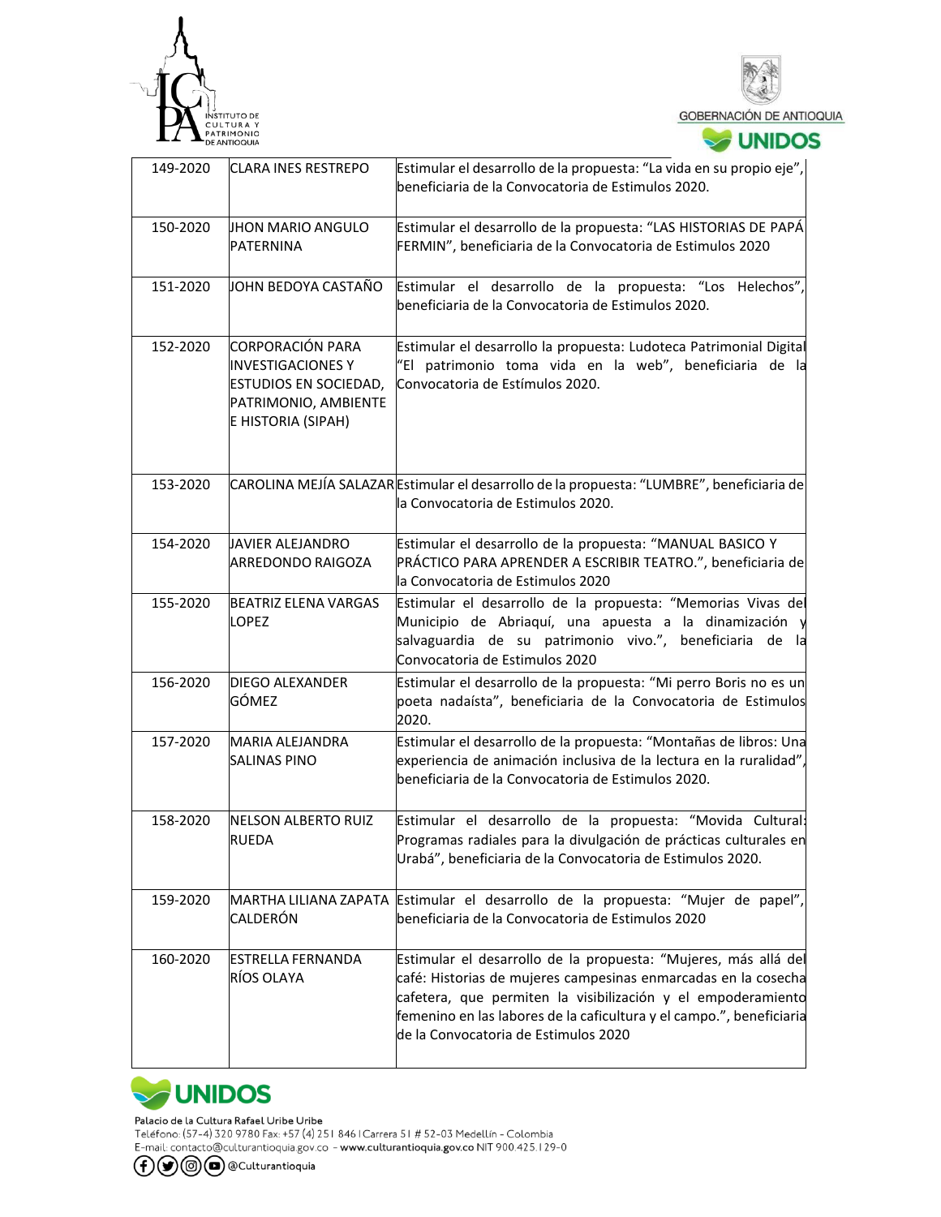| 149-2020 | CLARA INES RESTREPO | Estimular el desarrollo de la propuesta: "La vida en su propio eje", beneficiaria de la Convocatoria de Estimulos 2020. |
|---|---|---|
| 150-2020 | JHON MARIO ANGULO PATERNINA | Estimular el desarrollo de la propuesta: "LAS HISTORIAS DE PAPÁ FERMIN", beneficiaria de la Convocatoria de Estimulos 2020 |
| 151-2020 | JOHN BEDOYA CASTAÑO | Estimular el desarrollo de la propuesta: "Los Helechos", beneficiaria de la Convocatoria de Estimulos 2020. |
| 152-2020 | CORPORACIÓN PARA INVESTIGACIONES Y ESTUDIOS EN SOCIEDAD, PATRIMONIO, AMBIENTE E HISTORIA (SIPAH) | Estimular el desarrollo la propuesta: Ludoteca Patrimonial Digital "El patrimonio toma vida en la web", beneficiaria de la Convocatoria de Estímulos 2020. |
| 153-2020 | CAROLINA MEJÍA SALAZAR | Estimular el desarrollo de la propuesta: "LUMBRE", beneficiaria de la Convocatoria de Estimulos 2020. |
| 154-2020 | JAVIER ALEJANDRO ARREDONDO RAIGOZA | Estimular el desarrollo de la propuesta: "MANUAL BASICO Y PRÁCTICO PARA APRENDER A ESCRIBIR TEATRO.", beneficiaria de la Convocatoria de Estimulos 2020 |
| 155-2020 | BEATRIZ ELENA VARGAS LOPEZ | Estimular el desarrollo de la propuesta: "Memorias Vivas del Municipio de Abriaquí, una apuesta a la dinamización y salvaguardia de su patrimonio vivo.", beneficiaria de la Convocatoria de Estimulos 2020 |
| 156-2020 | DIEGO ALEXANDER GÓMEZ | Estimular el desarrollo de la propuesta: "Mi perro Boris no es un poeta nadaísta", beneficiaria de la Convocatoria de Estimulos 2020. |
| 157-2020 | MARIA ALEJANDRA SALINAS PINO | Estimular el desarrollo de la propuesta: "Montañas de libros: Una experiencia de animación inclusiva de la lectura en la ruralidad", beneficiaria de la Convocatoria de Estimulos 2020. |
| 158-2020 | NELSON ALBERTO RUIZ RUEDA | Estimular el desarrollo de la propuesta: "Movida Cultural: Programas radiales para la divulgación de prácticas culturales en Urabá", beneficiaria de la Convocatoria de Estimulos 2020. |
| 159-2020 | MARTHA LILIANA ZAPATA CALDERÓN | Estimular el desarrollo de la propuesta: "Mujer de papel", beneficiaria de la Convocatoria de Estimulos 2020 |
| 160-2020 | ESTRELLA FERNANDA RÍOS OLAYA | Estimular el desarrollo de la propuesta: "Mujeres, más allá del café: Historias de mujeres campesinas enmarcadas en la cosecha cafetera, que permiten la visibilización y el empoderamiento femenino en las labores de la caficultura y el campo.", beneficiaria de la Convocatoria de Estimulos 2020 |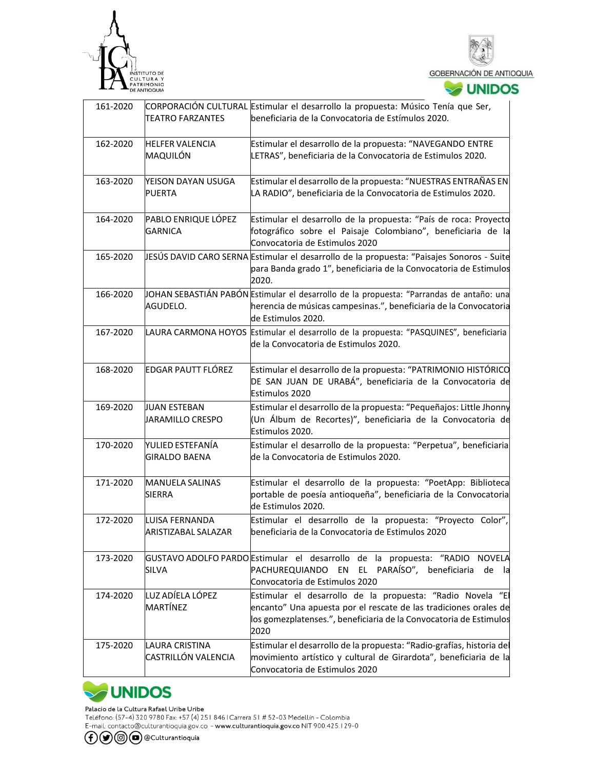| | | |
|---|---|---|
| 161-2020 | CORPORACIÓN CULTURAL TEATRO FARZANTES | Estimular el desarrollo la propuesta: Músico Tenía que Ser, beneficiaria de la Convocatoria de Estímulos 2020. |
| 162-2020 | HELFER VALENCIA MAQUILÓN | Estimular el desarrollo de la propuesta: "NAVEGANDO ENTRE LETRAS", beneficiaria de la Convocatoria de Estimulos 2020. |
| 163-2020 | YEISON DAYAN USUGA PUERTA | Estimular el desarrollo de la propuesta: "NUESTRAS ENTRAÑAS EN LA RADIO", beneficiaria de la Convocatoria de Estimulos 2020. |
| 164-2020 | PABLO ENRIQUE LÓPEZ GARNICA | Estimular el desarrollo de la propuesta: "País de roca: Proyecto fotográfico sobre el Paisaje Colombiano", beneficiaria de la Convocatoria de Estimulos 2020 |
| 165-2020 | JESÚS DAVID CARO SERNA | Estimular el desarrollo de la propuesta: "Paisajes Sonoros - Suite para Banda grado 1", beneficiaria de la Convocatoria de Estimulos 2020. |
| 166-2020 | JOHAN SEBASTIÁN PABÓN AGUDELO. | Estimular el desarrollo de la propuesta: "Parrandas de antaño: una herencia de músicas campesinas.", beneficiaria de la Convocatoria de Estimulos 2020. |
| 167-2020 | LAURA CARMONA HOYOS | Estimular el desarrollo de la propuesta: "PASQUINES", beneficiaria de la Convocatoria de Estimulos 2020. |
| 168-2020 | EDGAR PAUTT FLÓREZ | Estimular el desarrollo de la propuesta: "PATRIMONIO HISTÓRICO DE SAN JUAN DE URABÁ", beneficiaria de la Convocatoria de Estimulos 2020 |
| 169-2020 | JUAN ESTEBAN JARAMILLO CRESPO | Estimular el desarrollo de la propuesta: "Pequeñajos: Little Jhonny (Un Álbum de Recortes)", beneficiaria de la Convocatoria de Estimulos 2020. |
| 170-2020 | YULIED ESTEFANÍA GIRALDO BAENA | Estimular el desarrollo de la propuesta: "Perpetua", beneficiaria de la Convocatoria de Estimulos 2020. |
| 171-2020 | MANUELA SALINAS SIERRA | Estimular el desarrollo de la propuesta: "PoetApp: Biblioteca portable de poesía antioqueña", beneficiaria de la Convocatoria de Estimulos 2020. |
| 172-2020 | LUISA FERNANDA ARISTIZABAL SALAZAR | Estimular el desarrollo de la propuesta: "Proyecto Color", beneficiaria de la Convocatoria de Estimulos 2020 |
| 173-2020 | GUSTAVO ADOLFO PARDO SILVA | Estimular el desarrollo de la propuesta: "RADIO NOVELA PACHUREQUIANDO EN EL PARAÍSO", beneficiaria de la Convocatoria de Estimulos 2020 |
| 174-2020 | LUZ ADÍELA LÓPEZ MARTÍNEZ | Estimular el desarrollo de la propuesta: "Radio Novela "El encanto" Una apuesta por el rescate de las tradiciones orales de los gomezplatenses.", beneficiaria de la Convocatoria de Estimulos 2020 |
| 175-2020 | LAURA CRISTINA CASTRILLÓN VALENCIA | Estimular el desarrollo de la propuesta: "Radio-grafías, historia del movimiento artístico y cultural de Girardota", beneficiaria de la Convocatoria de Estimulos 2020 |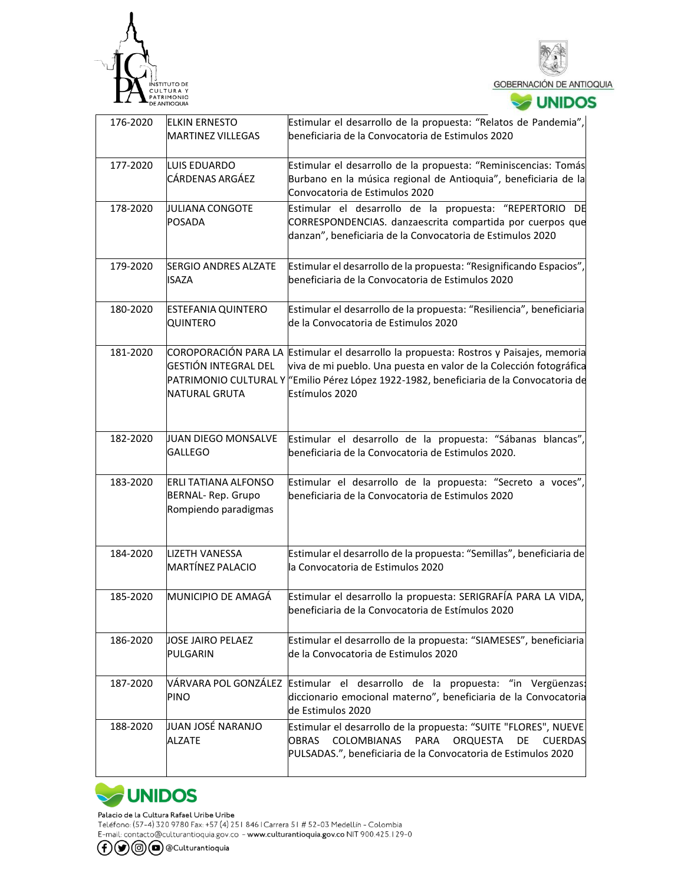| | | |
|---|---|---|
| 176-2020 | ELKIN ERNESTO MARTINEZ VILLEGAS | Estimular el desarrollo de la propuesta: "Relatos de Pandemia", beneficiaria de la Convocatoria de Estimulos 2020 |
| 177-2020 | LUIS EDUARDO CÁRDENAS ARGÁEZ | Estimular el desarrollo de la propuesta: "Reminiscencias: Tomás Burbano en la música regional de Antioquia", beneficiaria de la Convocatoria de Estimulos 2020 |
| 178-2020 | JULIANA CONGOTE POSADA | Estimular el desarrollo de la propuesta: "REPERTORIO DE CORRESPONDENCIAS. danzaescrita compartida por cuerpos que danzan", beneficiaria de la Convocatoria de Estimulos 2020 |
| 179-2020 | SERGIO ANDRES ALZATE ISAZA | Estimular el desarrollo de la propuesta: "Resignificando Espacios", beneficiaria de la Convocatoria de Estimulos 2020 |
| 180-2020 | ESTEFANIA QUINTERO QUINTERO | Estimular el desarrollo de la propuesta: "Resiliencia", beneficiaria de la Convocatoria de Estimulos 2020 |
| 181-2020 | COROPORACIÓN PARA LA GESTIÓN INTEGRAL DEL PATRIMONIO CULTURAL Y NATURAL GRUTA | Estimular el desarrollo la propuesta: Rostros y Paisajes, memoria viva de mi pueblo. Una puesta en valor de la Colección fotográfica "Emilio Pérez López 1922-1982, beneficiaria de la Convocatoria de Estímulos 2020 |
| 182-2020 | JUAN DIEGO MONSALVE GALLEGO | Estimular el desarrollo de la propuesta: "Sábanas blancas", beneficiaria de la Convocatoria de Estimulos 2020. |
| 183-2020 | ERLI TATIANA ALFONSO BERNAL- Rep. Grupo Rompiendo paradigmas | Estimular el desarrollo de la propuesta: "Secreto a voces", beneficiaria de la Convocatoria de Estimulos 2020 |
| 184-2020 | LIZETH VANESSA MARTÍNEZ PALACIO | Estimular el desarrollo de la propuesta: "Semillas", beneficiaria de la Convocatoria de Estimulos 2020 |
| 185-2020 | MUNICIPIO DE AMAGÁ | Estimular el desarrollo la propuesta: SERIGRAFÍA PARA LA VIDA, beneficiaria de la Convocatoria de Estímulos 2020 |
| 186-2020 | JOSE JAIRO PELAEZ PULGARIN | Estimular el desarrollo de la propuesta: "SIAMESES", beneficiaria de la Convocatoria de Estimulos 2020 |
| 187-2020 | VÁRVARA POL GONZÁLEZ PINO | Estimular el desarrollo de la propuesta: "in Vergüenzas: diccionario emocional materno", beneficiaria de la Convocatoria de Estimulos 2020 |
| 188-2020 | JUAN JOSÉ NARANJO ALZATE | Estimular el desarrollo de la propuesta: "SUITE "FLORES", NUEVE OBRAS COLOMBIANAS PARA ORQUESTA DE CUERDAS PULSADAS.", beneficiaria de la Convocatoria de Estimulos 2020 |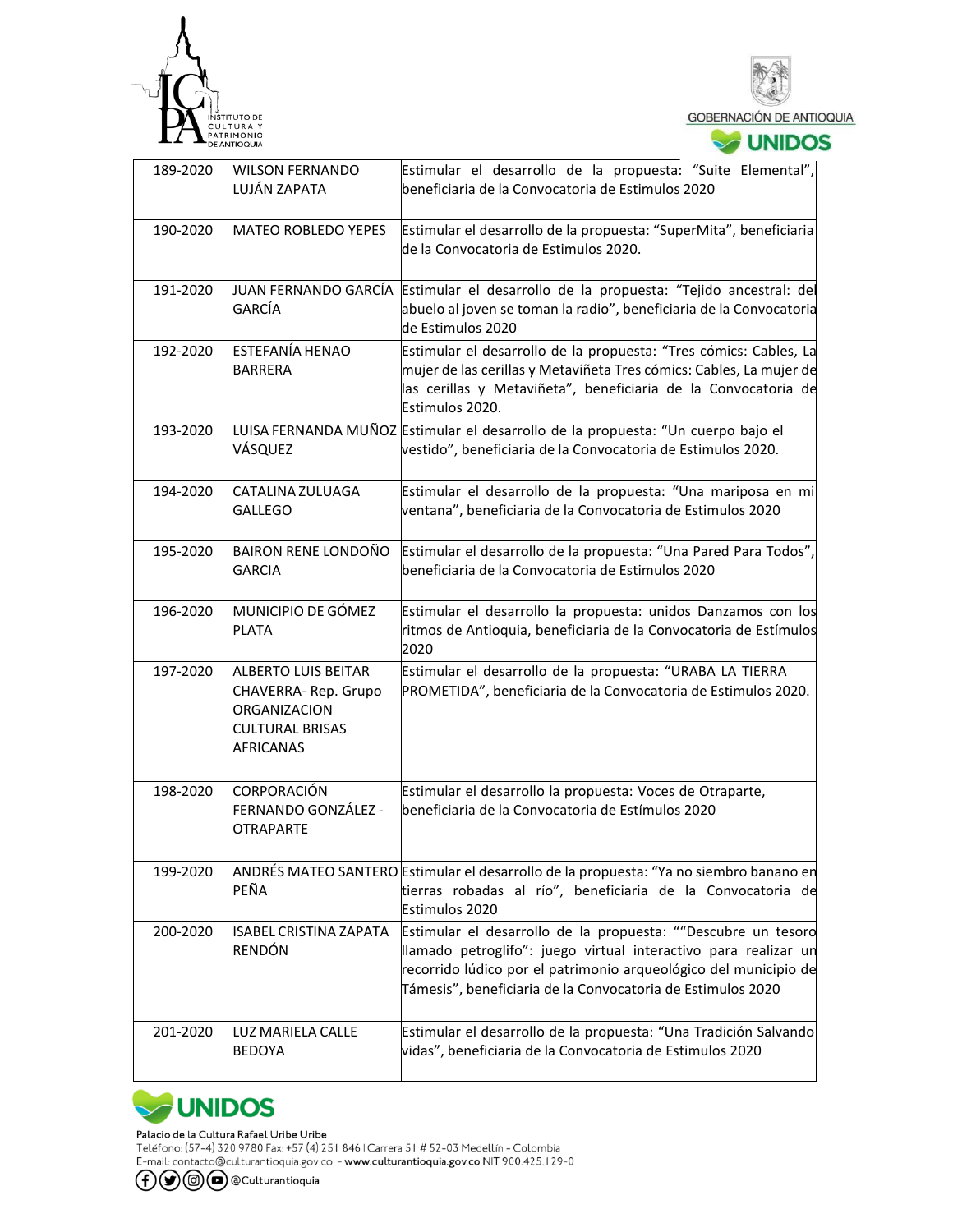| | | |
|---|---|---|
| 189-2020 | WILSON FERNANDO LUJÁN ZAPATA | Estimular el desarrollo de la propuesta: “Suite Elemental”, beneficiaria de la Convocatoria de Estimulos 2020 |
| 190-2020 | MATEO ROBLEDO YEPES | Estimular el desarrollo de la propuesta: “SuperMita”, beneficiaria de la Convocatoria de Estimulos 2020. |
| 191-2020 | JUAN FERNANDO GARCÍA GARCÍA | Estimular el desarrollo de la propuesta: “Tejido ancestral: del abuelo al joven se toman la radio”, beneficiaria de la Convocatoria de Estimulos 2020 |
| 192-2020 | ESTEFANÍA HENAO BARRERA | Estimular el desarrollo de la propuesta: “Tres cómics: Cables, La mujer de las cerillas y Metaviñeta Tres cómics: Cables, La mujer de las cerillas y Metaviñeta”, beneficiaria de la Convocatoria de Estimulos 2020. |
| 193-2020 | LUISA FERNANDA MUÑOZ VÁSQUEZ | Estimular el desarrollo de la propuesta: “Un cuerpo bajo el vestido”, beneficiaria de la Convocatoria de Estimulos 2020. |
| 194-2020 | CATALINA ZULUAGA GALLEGO | Estimular el desarrollo de la propuesta: “Una mariposa en mi ventana”, beneficiaria de la Convocatoria de Estimulos 2020 |
| 195-2020 | BAIRON RENE LONDOÑO GARCIA | Estimular el desarrollo de la propuesta: “Una Pared Para Todos”, beneficiaria de la Convocatoria de Estimulos 2020 |
| 196-2020 | MUNICIPIO DE GÓMEZ PLATA | Estimular el desarrollo la propuesta: unidos Danzamos con los ritmos de Antioquia, beneficiaria de la Convocatoria de Estímulos 2020 |
| 197-2020 | ALBERTO LUIS BEITAR CHAVERRA- Rep. Grupo ORGANIZACION CULTURAL BRISAS AFRICANAS | Estimular el desarrollo de la propuesta: “URABA LA TIERRA PROMETIDA”, beneficiaria de la Convocatoria de Estimulos 2020. |
| 198-2020 | CORPORACIÓN FERNANDO GONZÁLEZ - OTRAPARTE | Estimular el desarrollo la propuesta: Voces de Otraparte, beneficiaria de la Convocatoria de Estímulos 2020 |
| 199-2020 | ANDRÉS MATEO SANTERO PEÑA | Estimular el desarrollo de la propuesta: “Ya no siembro banano en tierras robadas al río”, beneficiaria de la Convocatoria de Estimulos 2020 |
| 200-2020 | ISABEL CRISTINA ZAPATA RENDÓN | Estimular el desarrollo de la propuesta: ““Descubre un tesoro llamado petroglifo”: juego virtual interactivo para realizar un recorrido lúdico por el patrimonio arqueológico del municipio de Támesis”, beneficiaria de la Convocatoria de Estimulos 2020 |
| 201-2020 | LUZ MARIELA CALLE BEDOYA | Estimular el desarrollo de la propuesta: “Una Tradición Salvando vidas”, beneficiaria de la Convocatoria de Estimulos 2020 |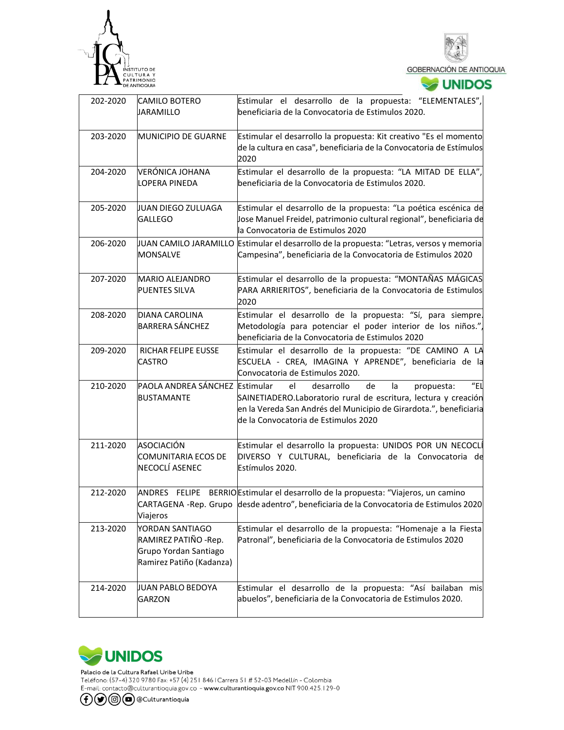| 202-2020 | CAMILO BOTERO JARAMILLO | Estimular el desarrollo de la propuesta: "ELEMENTALES", beneficiaria de la Convocatoria de Estimulos 2020. |
|---|---|---|
| 203-2020 | MUNICIPIO DE GUARNE | Estimular el desarrollo la propuesta: Kit creativo "Es el momento de la cultura en casa", beneficiaria de la Convocatoria de Estímulos 2020 |
| 204-2020 | VERÓNICA JOHANA LOPERA PINEDA | Estimular el desarrollo de la propuesta: "LA MITAD DE ELLA", beneficiaria de la Convocatoria de Estimulos 2020. |
| 205-2020 | JUAN DIEGO ZULUAGA GALLEGO | Estimular el desarrollo de la propuesta: "La poética escénica de Jose Manuel Freidel, patrimonio cultural regional", beneficiaria de la Convocatoria de Estimulos 2020 |
| 206-2020 | JUAN CAMILO JARAMILLO MONSALVE | Estimular el desarrollo de la propuesta: "Letras, versos y memoria Campesina", beneficiaria de la Convocatoria de Estimulos 2020 |
| 207-2020 | MARIO ALEJANDRO PUENTES SILVA | Estimular el desarrollo de la propuesta: "MONTAÑAS MÁGICAS PARA ARRIERITOS", beneficiaria de la Convocatoria de Estimulos 2020 |
| 208-2020 | DIANA CAROLINA BARRERA SÁNCHEZ | Estimular el desarrollo de la propuesta: "Sí, para siempre. Metodología para potenciar el poder interior de los niños.", beneficiaria de la Convocatoria de Estimulos 2020 |
| 209-2020 | RICHAR FELIPE EUSSE CASTRO | Estimular el desarrollo de la propuesta: "DE CAMINO A LA ESCUELA - CREA, IMAGINA Y APRENDE", beneficiaria de la Convocatoria de Estimulos 2020. |
| 210-2020 | PAOLA ANDREA SÁNCHEZ BUSTAMANTE | Estimular el desarrollo de la propuesta: "EL SAINETIADERO.Laboratorio rural de escritura, lectura y creación en la Vereda San Andrés del Municipio de Girardota.", beneficiaria de la Convocatoria de Estimulos 2020 |
| 211-2020 | ASOCIACIÓN COMUNITARIA ECOS DE NECOCLÍ ASENEC | Estimular el desarrollo la propuesta: UNIDOS POR UN NECOCLÍ DIVERSO Y CULTURAL, beneficiaria de la Convocatoria de Estímulos 2020. |
| 212-2020 | ANDRES FELIPE BERRIO CARTAGENA -Rep. Grupo Viajeros | Estimular el desarrollo de la propuesta: "Viajeros, un camino desde adentro", beneficiaria de la Convocatoria de Estimulos 2020 |
| 213-2020 | YORDAN SANTIAGO RAMIREZ PATIÑO -Rep. Grupo Yordan Santiago Ramirez Patiño (Kadanza) | Estimular el desarrollo de la propuesta: "Homenaje a la Fiesta Patronal", beneficiaria de la Convocatoria de Estimulos 2020 |
| 214-2020 | JUAN PABLO BEDOYA GARZON | Estimular el desarrollo de la propuesta: "Así bailaban mis abuelos", beneficiaria de la Convocatoria de Estimulos 2020. |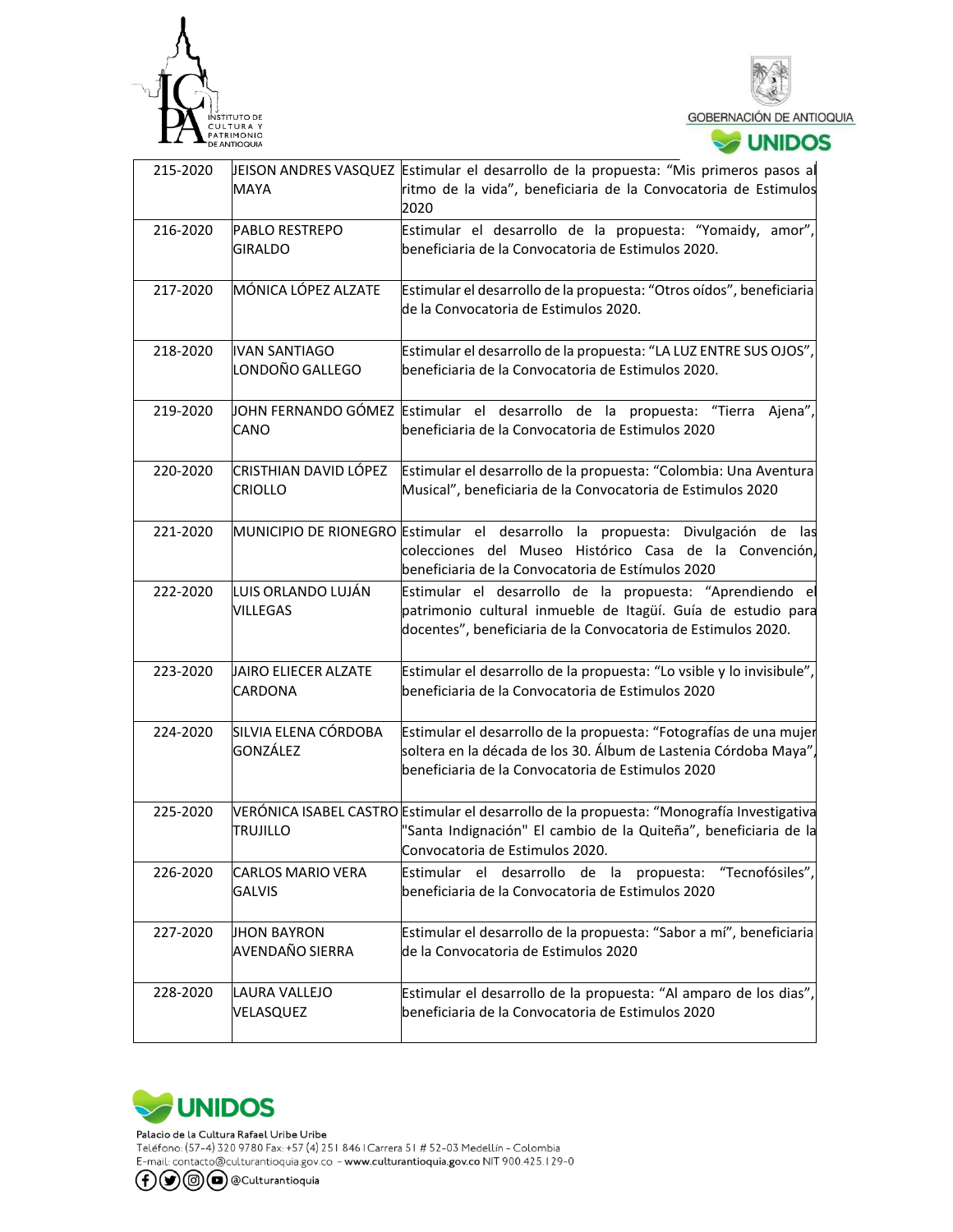| 215-2020 | JEISON ANDRES VASQUEZ MAYA | Estimular el desarrollo de la propuesta: “Mis primeros pasos al ritmo de la vida”, beneficiaria de la Convocatoria de Estimulos 2020 |
|---|---|---|
| 216-2020 | PABLO RESTREPO GIRALDO | Estimular el desarrollo de la propuesta: “Yomaidy, amor”, beneficiaria de la Convocatoria de Estimulos 2020. |
| 217-2020 | MÓNICA LÓPEZ ALZATE | Estimular el desarrollo de la propuesta: “Otros oídos”, beneficiaria de la Convocatoria de Estimulos 2020. |
| 218-2020 | IVAN SANTIAGO LONDOÑO GALLEGO | Estimular el desarrollo de la propuesta: “LA LUZ ENTRE SUS OJOS”, beneficiaria de la Convocatoria de Estimulos 2020. |
| 219-2020 | JOHN FERNANDO GÓMEZ CANO | Estimular el desarrollo de la propuesta: “Tierra Ajena”, beneficiaria de la Convocatoria de Estimulos 2020 |
| 220-2020 | CRISTHIAN DAVID LÓPEZ CRIOLLO | Estimular el desarrollo de la propuesta: “Colombia: Una Aventura Musical”, beneficiaria de la Convocatoria de Estimulos 2020 |
| 221-2020 | MUNICIPIO DE RIONEGRO | Estimular el desarrollo la propuesta: Divulgación de las colecciones del Museo Histórico Casa de la Convención, beneficiaria de la Convocatoria de Estímulos 2020 |
| 222-2020 | LUIS ORLANDO LUJÁN VILLEGAS | Estimular el desarrollo de la propuesta: “Aprendiendo el patrimonio cultural inmueble de Itagüí. Guía de estudio para docentes”, beneficiaria de la Convocatoria de Estimulos 2020. |
| 223-2020 | JAIRO ELIECER ALZATE CARDONA | Estimular el desarrollo de la propuesta: “Lo vsible y lo invisibule”, beneficiaria de la Convocatoria de Estimulos 2020 |
| 224-2020 | SILVIA ELENA CÓRDOBA GONZÁLEZ | Estimular el desarrollo de la propuesta: “Fotografías de una mujer soltera en la década de los 30. Álbum de Lastenia Córdoba Maya”, beneficiaria de la Convocatoria de Estimulos 2020 |
| 225-2020 | VERÓNICA ISABEL CASTRO TRUJILLO | Estimular el desarrollo de la propuesta: “Monografía Investigativa "Santa Indignación" El cambio de la Quiteña”, beneficiaria de la Convocatoria de Estimulos 2020. |
| 226-2020 | CARLOS MARIO VERA GALVIS | Estimular el desarrollo de la propuesta: “Tecnofósiles”, beneficiaria de la Convocatoria de Estimulos 2020 |
| 227-2020 | JHON BAYRON AVENDAÑO SIERRA | Estimular el desarrollo de la propuesta: “Sabor a mí”, beneficiaria de la Convocatoria de Estimulos 2020 |
| 228-2020 | LAURA VALLEJO VELASQUEZ | Estimular el desarrollo de la propuesta: “Al amparo de los dias”, beneficiaria de la Convocatoria de Estimulos 2020 |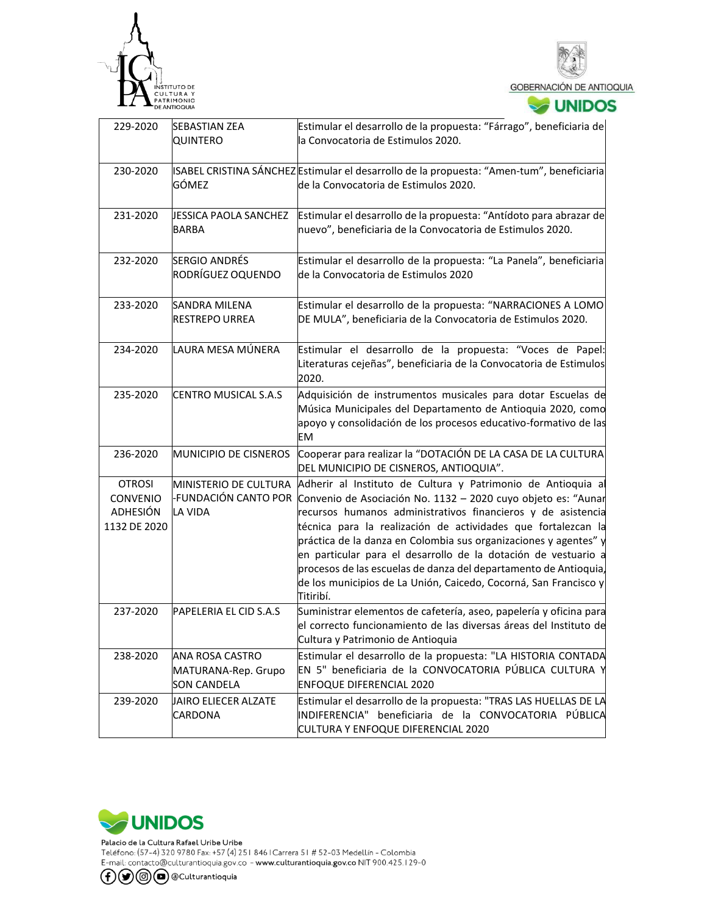| 229-2020 | SEBASTIAN ZEA QUINTERO | Estimular el desarrollo de la propuesta: “Fárrago”, beneficiaria de la Convocatoria de Estimulos 2020. |
|---|---|---|
| 230-2020 | ISABEL CRISTINA SÁNCHEZ GÓMEZ | Estimular el desarrollo de la propuesta: “Amen-tum”, beneficiaria de la Convocatoria de Estimulos 2020. |
| 231-2020 | JESSICA PAOLA SANCHEZ BARBA | Estimular el desarrollo de la propuesta: “Antídoto para abrazar de nuevo”, beneficiaria de la Convocatoria de Estimulos 2020. |
| 232-2020 | SERGIO ANDRÉS RODRÍGUEZ OQUENDO | Estimular el desarrollo de la propuesta: “La Panela”, beneficiaria de la Convocatoria de Estimulos 2020 |
| 233-2020 | SANDRA MILENA RESTREPO URREA | Estimular el desarrollo de la propuesta: “NARRACIONES A LOMO DE MULA”, beneficiaria de la Convocatoria de Estimulos 2020. |
| 234-2020 | LAURA MESA MÚNERA | Estimular el desarrollo de la propuesta: “Voces de Papel: Literaturas cejeñas”, beneficiaria de la Convocatoria de Estimulos 2020. |
| 235-2020 | CENTRO MUSICAL S.A.S | Adquisición de instrumentos musicales para dotar Escuelas de Música Municipales del Departamento de Antioquia 2020, como apoyo y consolidación de los procesos educativo-formativo de las EM |
| 236-2020 | MUNICIPIO DE CISNEROS | Cooperar para realizar la “DOTACIÓN DE LA CASA DE LA CULTURA DEL MUNICIPIO DE CISNEROS, ANTIOQUIA”. |
| OTROSI CONVENIO ADHESIÓN 1132 DE 2020 | MINISTERIO DE CULTURA -FUNDACIÓN CANTO POR LA VIDA | Adherir al Instituto de Cultura y Patrimonio de Antioquia al Convenio de Asociación No. 1132 – 2020 cuyo objeto es: “Aunar recursos humanos administrativos financieros y de asistencia técnica para la realización de actividades que fortalezcan la práctica de la danza en Colombia sus organizaciones y agentes” y en particular para el desarrollo de la dotación de vestuario a procesos de las escuelas de danza del departamento de Antioquia, de los municipios de La Unión, Caicedo, Cocorná, San Francisco y Titiribí. |
| 237-2020 | PAPELERIA EL CID S.A.S | Suministrar elementos de cafetería, aseo, papelería y oficina para el correcto funcionamiento de las diversas áreas del Instituto de Cultura y Patrimonio de Antioquia |
| 238-2020 | ANA ROSA CASTRO MATURANA-Rep. Grupo SON CANDELA | Estimular el desarrollo de la propuesta: "LA HISTORIA CONTADA EN 5" beneficiaria de la CONVOCATORIA PÚBLICA CULTURA Y ENFOQUE DIFERENCIAL 2020 |
| 239-2020 | JAIRO ELIECER ALZATE CARDONA | Estimular el desarrollo de la propuesta: "TRAS LAS HUELLAS DE LA INDIFERENCIA" beneficiaria de la CONVOCATORIA PÚBLICA CULTURA Y ENFOQUE DIFERENCIAL 2020 |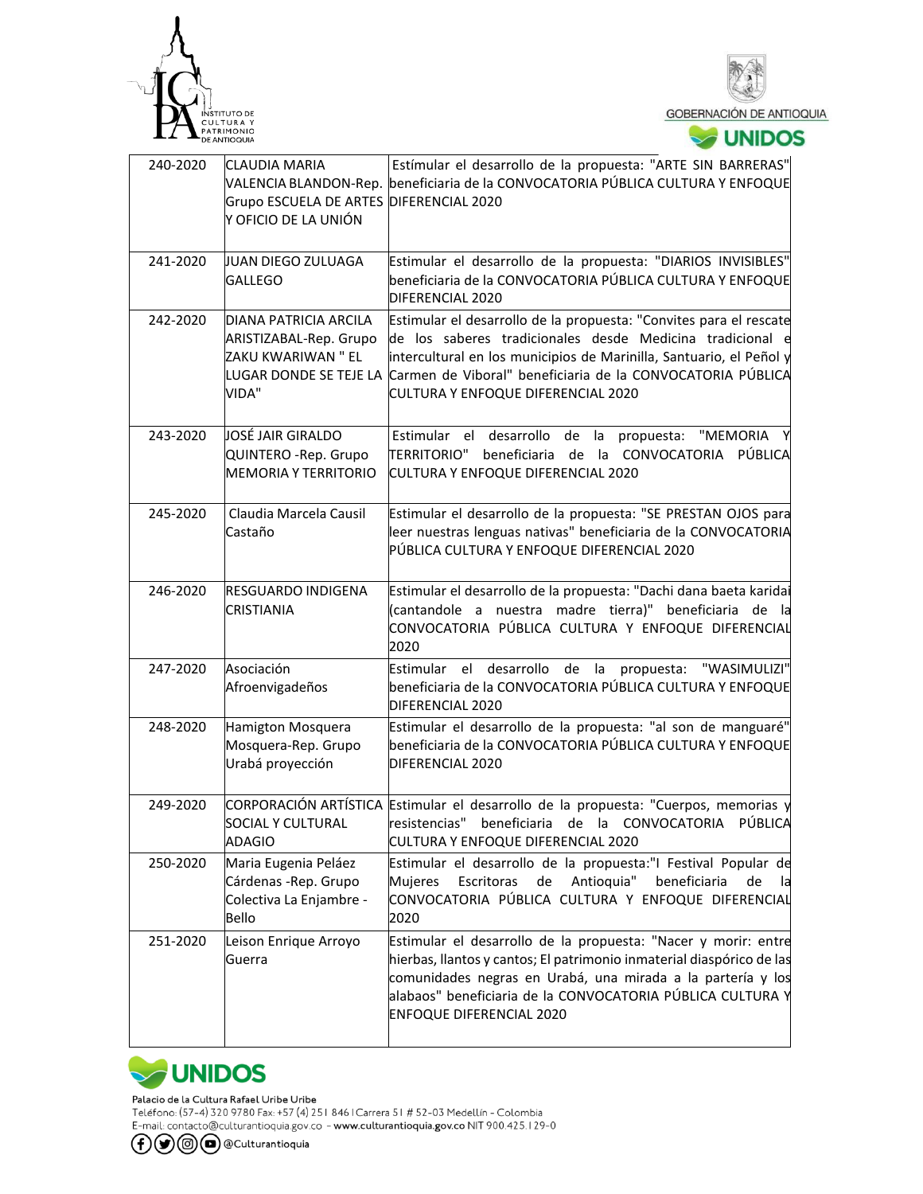| 240-2020 | CLAUDIA MARIA VALENCIA BLANDON-Rep. Grupo ESCUELA DE ARTES Y OFICIO DE LA UNIÓN | Estímular el desarrollo de la propuesta: "ARTE SIN BARRERAS" beneficiaria de la CONVOCATORIA PÚBLICA CULTURA Y ENFOQUE DIFERENCIAL 2020 |
|---|---|---|
| 241-2020 | JUAN DIEGO ZULUAGA GALLEGO | Estimular el desarrollo de la propuesta: "DIARIOS INVISIBLES" beneficiaria de la CONVOCATORIA PÚBLICA CULTURA Y ENFOQUE DIFERENCIAL 2020 |
| 242-2020 | DIANA PATRICIA ARCILA ARISTIZABAL-Rep. Grupo ZAKU KWARIWAN " EL LUGAR DONDE SE TEJE LA VIDA" | Estimular el desarrollo de la propuesta: "Convites para el rescate de los saberes tradicionales desde Medicina tradicional e intercultural en los municipios de Marinilla, Santuario, el Peñol y Carmen de Viboral" beneficiaria de la CONVOCATORIA PÚBLICA CULTURA Y ENFOQUE DIFERENCIAL 2020 |
| 243-2020 | JOSÉ JAIR GIRALDO QUINTERO -Rep. Grupo MEMORIA Y TERRITORIO | Estimular el desarrollo de la propuesta: "MEMORIA Y TERRITORIO" beneficiaria de la CONVOCATORIA PÚBLICA CULTURA Y ENFOQUE DIFERENCIAL 2020 |
| 245-2020 | Claudia Marcela Causil Castaño | Estimular el desarrollo de la propuesta: "SE PRESTAN OJOS para leer nuestras lenguas nativas" beneficiaria de la CONVOCATORIA PÚBLICA CULTURA Y ENFOQUE DIFERENCIAL 2020 |
| 246-2020 | RESGUARDO INDIGENA CRISTIANIA | Estimular el desarrollo de la propuesta: "Dachi dana baeta karidai (cantandole a nuestra madre tierra)" beneficiaria de la CONVOCATORIA PÚBLICA CULTURA Y ENFOQUE DIFERENCIAL 2020 |
| 247-2020 | Asociación Afroenvigadeños | Estimular el desarrollo de la propuesta: "WASIMULIZI" beneficiaria de la CONVOCATORIA PÚBLICA CULTURA Y ENFOQUE DIFERENCIAL 2020 |
| 248-2020 | Hamigton Mosquera Mosquera-Rep. Grupo Urabá proyección | Estimular el desarrollo de la propuesta: "al son de manguaré" beneficiaria de la CONVOCATORIA PÚBLICA CULTURA Y ENFOQUE DIFERENCIAL 2020 |
| 249-2020 | CORPORACIÓN ARTÍSTICA SOCIAL Y CULTURAL ADAGIO | Estimular el desarrollo de la propuesta: "Cuerpos, memorias y resistencias" beneficiaria de la CONVOCATORIA PÚBLICA CULTURA Y ENFOQUE DIFERENCIAL 2020 |
| 250-2020 | Maria Eugenia Peláez Cárdenas -Rep. Grupo Colectiva La Enjambre - Bello | Estimular el desarrollo de la propuesta:"I Festival Popular de Mujeres Escritoras de Antioquia" beneficiaria de la CONVOCATORIA PÚBLICA CULTURA Y ENFOQUE DIFERENCIAL 2020 |
| 251-2020 | Leison Enrique Arroyo Guerra | Estimular el desarrollo de la propuesta: "Nacer y morir: entre hierbas, llantos y cantos; El patrimonio inmaterial diaspórico de las comunidades negras en Urabá, una mirada a la partería y los alabaos" beneficiaria de la CONVOCATORIA PÚBLICA CULTURA Y ENFOQUE DIFERENCIAL 2020 |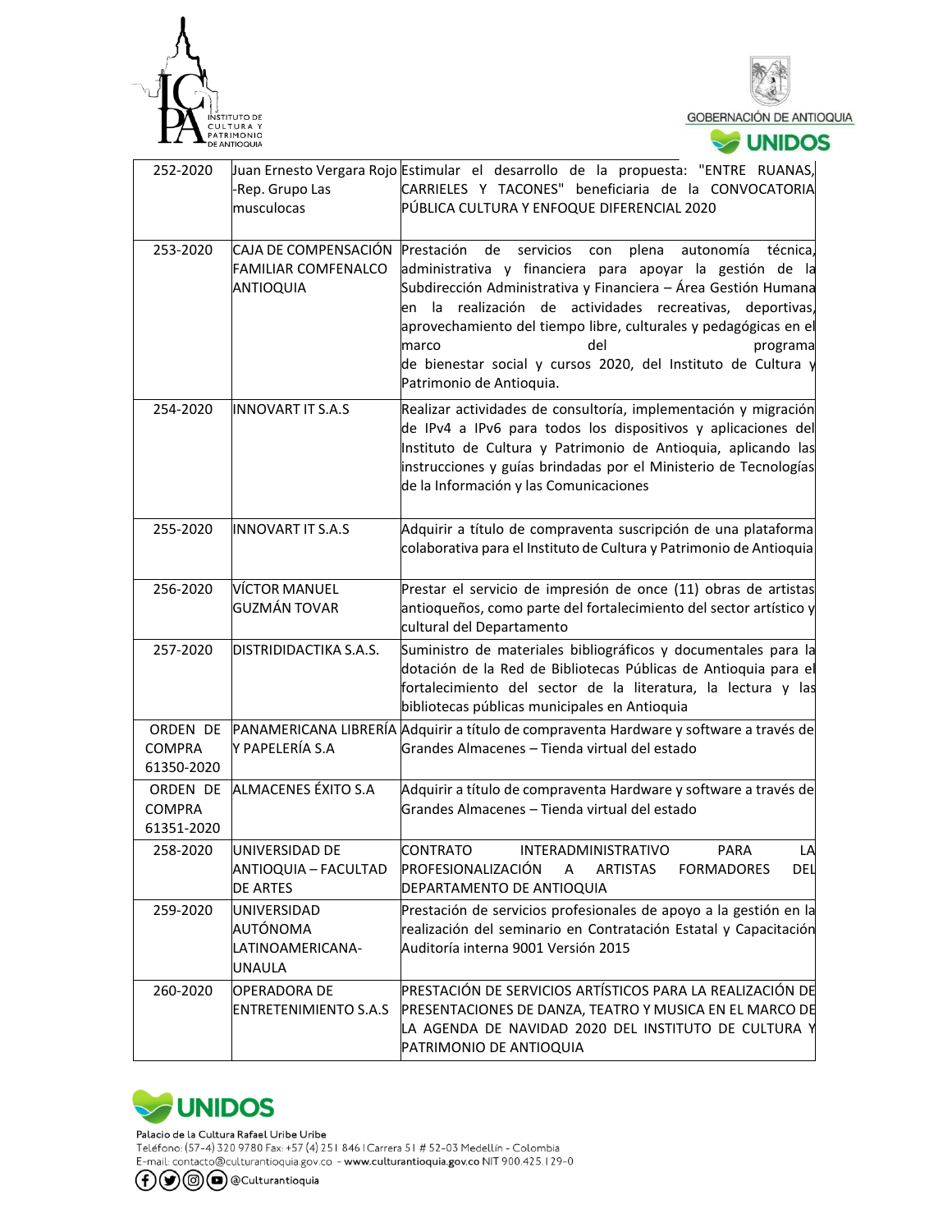| 252-2020 | Juan Ernesto Vergara Rojo -Rep. Grupo Las musculocas | Estimular el desarrollo de la propuesta: "ENTRE RUANAS, CARRIELES Y TACONES" beneficiaria de la CONVOCATORIA PÚBLICA CULTURA Y ENFOQUE DIFERENCIAL 2020 |
|---|---|---|
| 253-2020 | CAJA DE COMPENSACIÓN FAMILIAR COMFENALCO ANTIOQUIA | Prestación de servicios con plena autonomía técnica, administrativa y financiera para apoyar la gestión de la Subdirección Administrativa y Financiera – Área Gestión Humana en la realización de actividades recreativas, deportivas, aprovechamiento del tiempo libre, culturales y pedagógicas en el marco del programa de bienestar social y cursos 2020, del Instituto de Cultura y Patrimonio de Antioquia. |
| 254-2020 | INNOVART IT S.A.S | Realizar actividades de consultoría, implementación y migración de IPv4 a IPv6 para todos los dispositivos y aplicaciones del Instituto de Cultura y Patrimonio de Antioquia, aplicando las instrucciones y guías brindadas por el Ministerio de Tecnologías de la Información y las Comunicaciones |
| 255-2020 | INNOVART IT S.A.S | Adquirir a título de compraventa suscripción de una plataforma colaborativa para el Instituto de Cultura y Patrimonio de Antioquia |
| 256-2020 | VÍCTOR MANUEL GUZMÁN TOVAR | Prestar el servicio de impresión de once (11) obras de artistas antioqueños, como parte del fortalecimiento del sector artístico y cultural del Departamento |
| 257-2020 | DISTRIDIDACTIKA S.A.S. | Suministro de materiales bibliográficos y documentales para la dotación de la Red de Bibliotecas Públicas de Antioquia para el fortalecimiento del sector de la literatura, la lectura y las bibliotecas públicas municipales en Antioquia |
| ORDEN DE COMPRA 61350-2020 | PANAMERICANA LIBRERÍA Y PAPELERÍA S.A | Adquirir a título de compraventa Hardware y software a través de Grandes Almacenes – Tienda virtual del estado |
| ORDEN DE COMPRA 61351-2020 | ALMACENES ÉXITO S.A | Adquirir a título de compraventa Hardware y software a través de Grandes Almacenes – Tienda virtual del estado |
| 258-2020 | UNIVERSIDAD DE ANTIOQUIA – FACULTAD DE ARTES | CONTRATO INTERADMINISTRATIVO PARA LA PROFESIONALIZACIÓN A ARTISTAS FORMADORES DEL DEPARTAMENTO DE ANTIOQUIA |
| 259-2020 | UNIVERSIDAD AUTÓNOMA LATINOAMERICANA-UNAULA | Prestación de servicios profesionales de apoyo a la gestión en la realización del seminario en Contratación Estatal y Capacitación Auditoría interna 9001 Versión 2015 |
| 260-2020 | OPERADORA DE ENTRETENIMIENTO S.A.S | PRESTACIÓN DE SERVICIOS ARTÍSTICOS PARA LA REALIZACIÓN DE PRESENTACIONES DE DANZA, TEATRO Y MUSICA EN EL MARCO DE LA AGENDA DE NAVIDAD 2020 DEL INSTITUTO DE CULTURA Y PATRIMONIO DE ANTIOQUIA |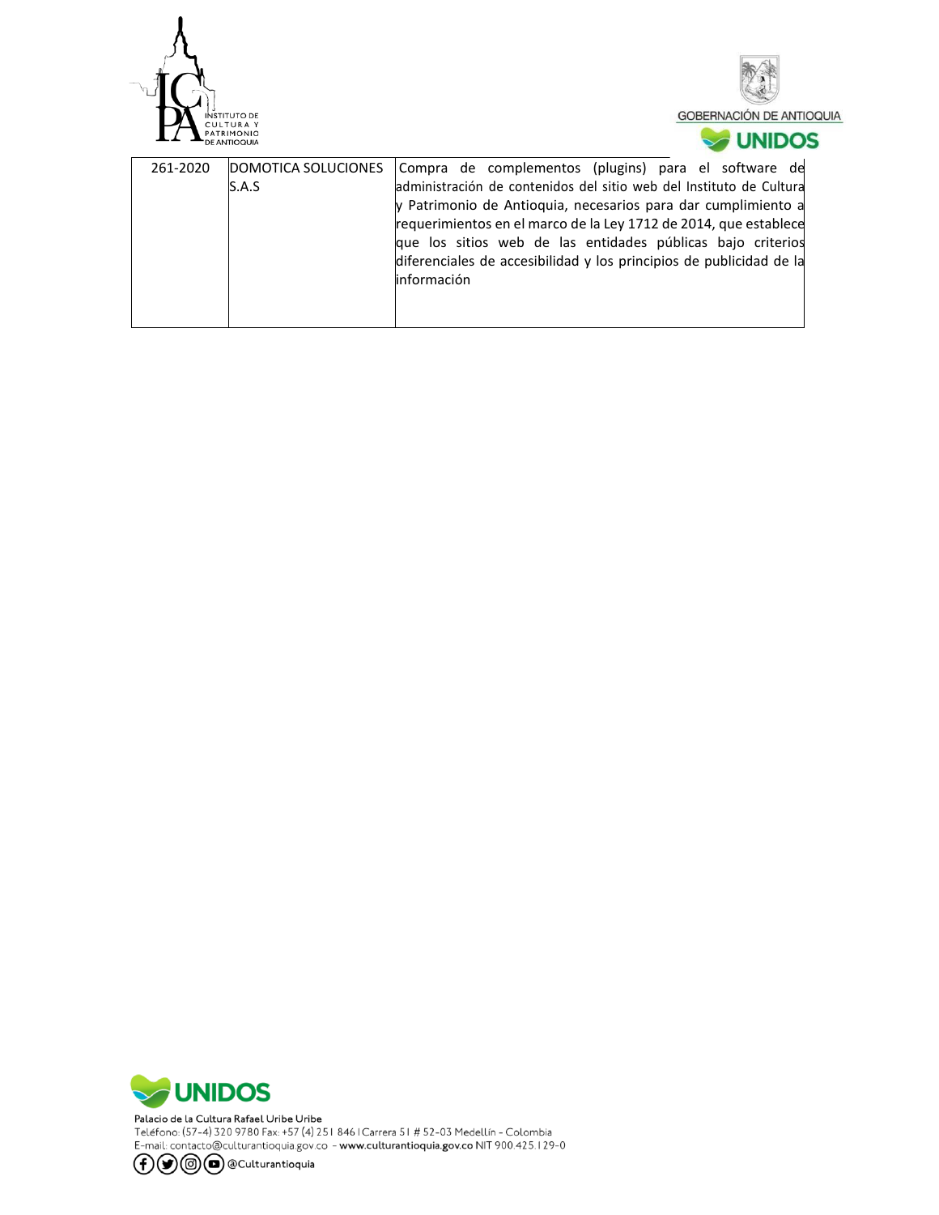| | | |
|---|---|---|
| 261-2020 | DOMOTICA SOLUCIONES S.A.S | Compra de complementos (plugins) para el software de administración de contenidos del sitio web del Instituto de Cultura y Patrimonio de Antioquia, necesarios para dar cumplimiento a requerimientos en el marco de la Ley 1712 de 2014, que establece que los sitios web de las entidades públicas bajo criterios diferenciales de accesibilidad y los principios de publicidad de la información |